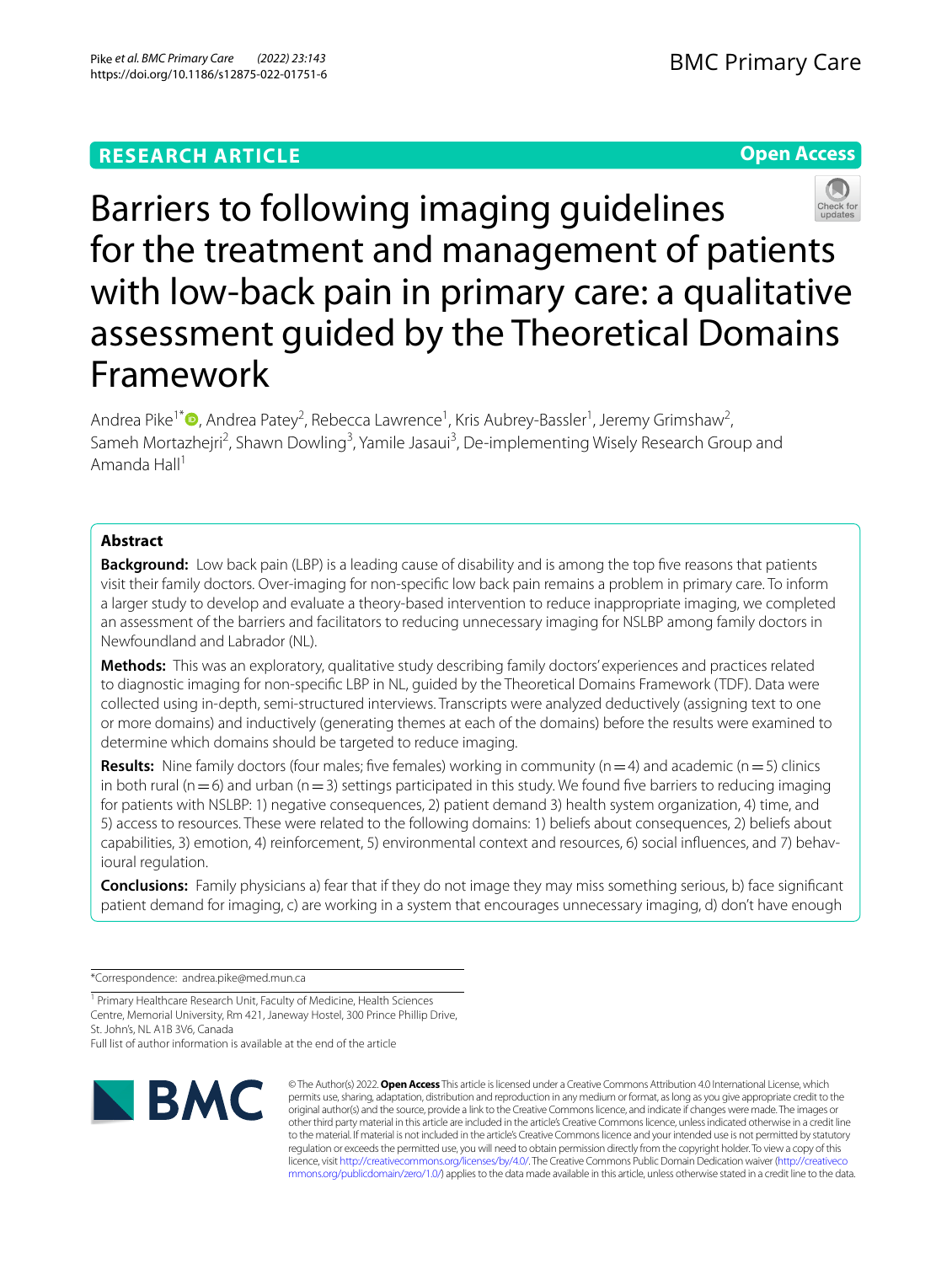RESEARCH ARTICLE

Open Access

# Barriers to following imaging guidelines for the treatment and management of patients with low-back pain in primary care: a qualitative assessment guided by the Theoretical Domains Framework

Andrea Pike[1*], Andrea Patey[2], Rebecca Lawrence[1], Kris Aubrey-Bassler[1], Jeremy Grimshaw[2], Sameh Mortazhejri[2], Shawn Dowling[3], Yamile Jasaui[3], De-implementing Wisely Research Group and Amanda Hall[1]

## Abstract

**Background:** Low back pain (LBP) is a leading cause of disability and is among the top five reasons that patients visit their family doctors. Over-imaging for non-specific low back pain remains a problem in primary care. To inform a larger study to develop and evaluate a theory-based intervention to reduce inappropriate imaging, we completed an assessment of the barriers and facilitators to reducing unnecessary imaging for NSLBP among family doctors in Newfoundland and Labrador (NL).

**Methods:** This was an exploratory, qualitative study describing family doctors' experiences and practices related to diagnostic imaging for non-specific LBP in NL, guided by the Theoretical Domains Framework (TDF). Data were collected using in-depth, semi-structured interviews. Transcripts were analyzed deductively (assigning text to one or more domains) and inductively (generating themes at each of the domains) before the results were examined to determine which domains should be targeted to reduce imaging.

**Results:** Nine family doctors (four males; five females) working in community (n = 4) and academic (n = 5) clinics in both rural (n = 6) and urban (n = 3) settings participated in this study. We found five barriers to reducing imaging for patients with NSLBP: 1) negative consequences, 2) patient demand 3) health system organization, 4) time, and 5) access to resources. These were related to the following domains: 1) beliefs about consequences, 2) beliefs about capabilities, 3) emotion, 4) reinforcement, 5) environmental context and resources, 6) social influences, and 7) behavioural regulation.

**Conclusions:** Family physicians a) fear that if they do not image they may miss something serious, b) face significant patient demand for imaging, c) are working in a system that encourages unnecessary imaging, d) don't have enough

*Correspondence: andrea.pike@med.mun.ca

[1] Primary Healthcare Research Unit, Faculty of Medicine, Health Sciences Centre, Memorial University, Rm 421, Janeway Hostel, 300 Prince Phillip Drive, St. John's, NL A1B 3V6, Canada

Full list of author information is available at the end of the article

© The Author(s) 2022. **Open Access** This article is licensed under a Creative Commons Attribution 4.0 International License, which permits use, sharing, adaptation, distribution and reproduction in any medium or format, as long as you give appropriate credit to the original author(s) and the source, provide a link to the Creative Commons licence, and indicate if changes were made. The images or other third party material in this article are included in the article's Creative Commons licence, unless indicated otherwise in a credit line to the material. If material is not included in the article's Creative Commons licence and your intended use is not permitted by statutory regulation or exceeds the permitted use, you will need to obtain permission directly from the copyright holder. To view a copy of this licence, visit http://creativecommons.org/licenses/by/4.0/. The Creative Commons Public Domain Dedication waiver (http://creativecommons.org/publicdomain/zero/1.0/) applies to the data made available in this article, unless otherwise stated in a credit line to the data.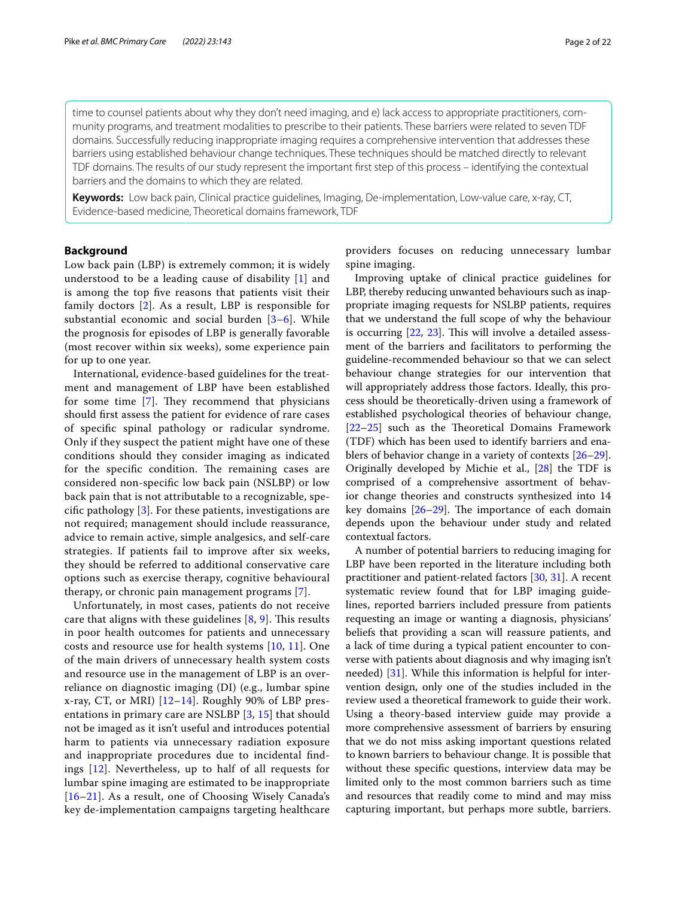time to counsel patients about why they don't need imaging, and e) lack access to appropriate practitioners, community programs, and treatment modalities to prescribe to their patients. These barriers were related to seven TDF domains. Successfully reducing inappropriate imaging requires a comprehensive intervention that addresses these barriers using established behaviour change techniques. These techniques should be matched directly to relevant TDF domains. The results of our study represent the important first step of this process – identifying the contextual barriers and the domains to which they are related.

**Keywords:** Low back pain, Clinical practice guidelines, Imaging, De-implementation, Low-value care, x-ray, CT, Evidence-based medicine, Theoretical domains framework, TDF

## Background

Low back pain (LBP) is extremely common; it is widely understood to be a leading cause of disability [1] and is among the top five reasons that patients visit their family doctors [2]. As a result, LBP is responsible for substantial economic and social burden [3–6]. While the prognosis for episodes of LBP is generally favorable (most recover within six weeks), some experience pain for up to one year.

International, evidence-based guidelines for the treatment and management of LBP have been established for some time [7]. They recommend that physicians should first assess the patient for evidence of rare cases of specific spinal pathology or radicular syndrome. Only if they suspect the patient might have one of these conditions should they consider imaging as indicated for the specific condition. The remaining cases are considered non-specific low back pain (NSLBP) or low back pain that is not attributable to a recognizable, specific pathology [3]. For these patients, investigations are not required; management should include reassurance, advice to remain active, simple analgesics, and self-care strategies. If patients fail to improve after six weeks, they should be referred to additional conservative care options such as exercise therapy, cognitive behavioural therapy, or chronic pain management programs [7].

Unfortunately, in most cases, patients do not receive care that aligns with these guidelines [8, 9]. This results in poor health outcomes for patients and unnecessary costs and resource use for health systems [10, 11]. One of the main drivers of unnecessary health system costs and resource use in the management of LBP is an overreliance on diagnostic imaging (DI) (e.g., lumbar spine x-ray, CT, or MRI) [12–14]. Roughly 90% of LBP presentations in primary care are NSLBP [3, 15] that should not be imaged as it isn't useful and introduces potential harm to patients via unnecessary radiation exposure and inappropriate procedures due to incidental findings [12]. Nevertheless, up to half of all requests for lumbar spine imaging are estimated to be inappropriate [16–21]. As a result, one of Choosing Wisely Canada's key de-implementation campaigns targeting healthcare providers focuses on reducing unnecessary lumbar spine imaging.

Improving uptake of clinical practice guidelines for LBP, thereby reducing unwanted behaviours such as inappropriate imaging requests for NSLBP patients, requires that we understand the full scope of why the behaviour is occurring [22, 23]. This will involve a detailed assessment of the barriers and facilitators to performing the guideline-recommended behaviour so that we can select behaviour change strategies for our intervention that will appropriately address those factors. Ideally, this process should be theoretically-driven using a framework of established psychological theories of behaviour change, [22–25] such as the Theoretical Domains Framework (TDF) which has been used to identify barriers and enablers of behavior change in a variety of contexts [26–29]. Originally developed by Michie et al., [28] the TDF is comprised of a comprehensive assortment of behavior change theories and constructs synthesized into 14 key domains [26–29]. The importance of each domain depends upon the behaviour under study and related contextual factors.

A number of potential barriers to reducing imaging for LBP have been reported in the literature including both practitioner and patient-related factors [30, 31]. A recent systematic review found that for LBP imaging guidelines, reported barriers included pressure from patients requesting an image or wanting a diagnosis, physicians' beliefs that providing a scan will reassure patients, and a lack of time during a typical patient encounter to converse with patients about diagnosis and why imaging isn't needed) [31]. While this information is helpful for intervention design, only one of the studies included in the review used a theoretical framework to guide their work. Using a theory-based interview guide may provide a more comprehensive assessment of barriers by ensuring that we do not miss asking important questions related to known barriers to behaviour change. It is possible that without these specific questions, interview data may be limited only to the most common barriers such as time and resources that readily come to mind and may miss capturing important, but perhaps more subtle, barriers.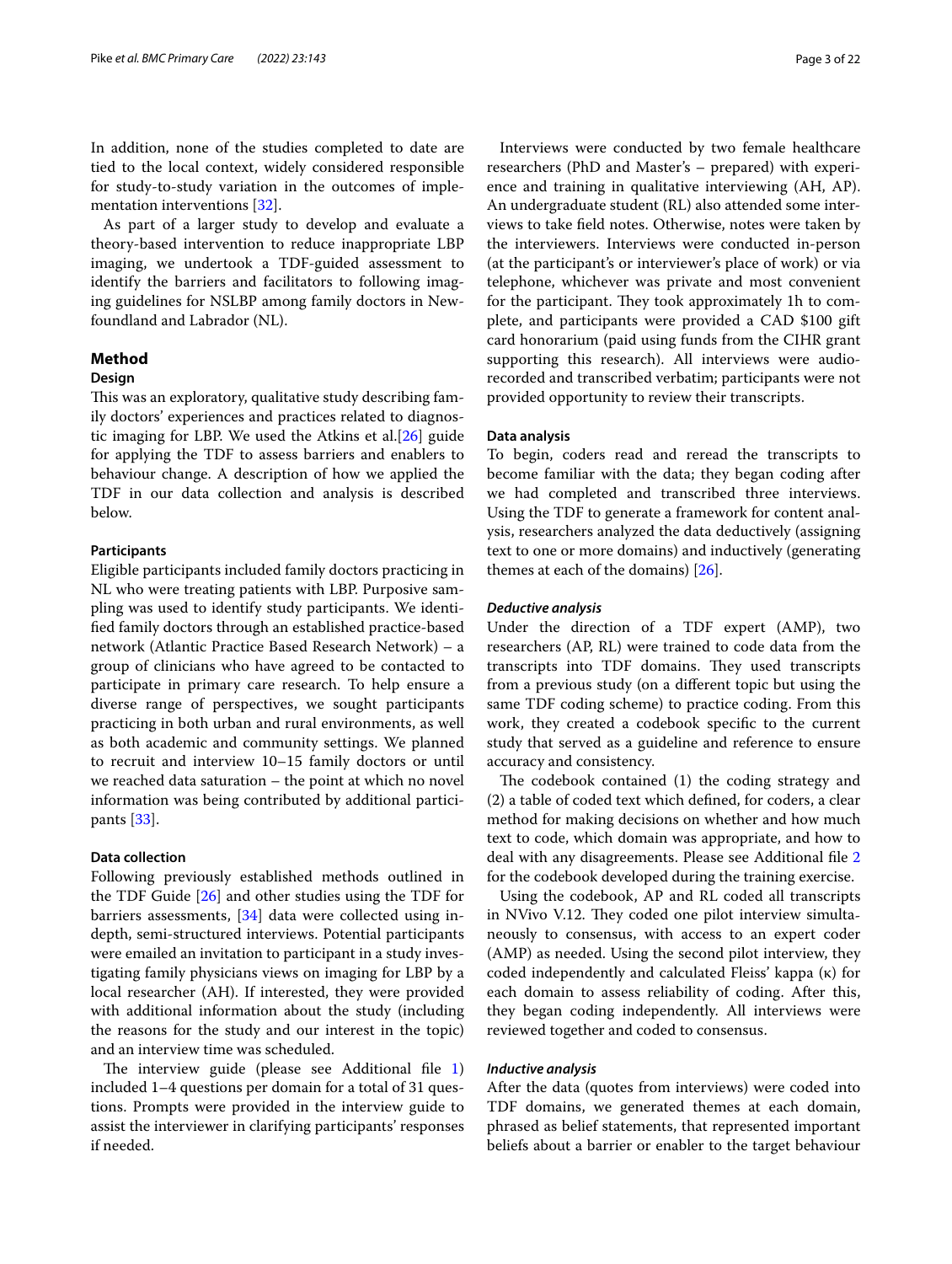In addition, none of the studies completed to date are tied to the local context, widely considered responsible for study-to-study variation in the outcomes of implementation interventions [32].

As part of a larger study to develop and evaluate a theory-based intervention to reduce inappropriate LBP imaging, we undertook a TDF-guided assessment to identify the barriers and facilitators to following imaging guidelines for NSLBP among family doctors in Newfoundland and Labrador (NL).

## Method

### Design

This was an exploratory, qualitative study describing family doctors' experiences and practices related to diagnostic imaging for LBP. We used the Atkins et al.[26] guide for applying the TDF to assess barriers and enablers to behaviour change. A description of how we applied the TDF in our data collection and analysis is described below.

### Participants

Eligible participants included family doctors practicing in NL who were treating patients with LBP. Purposive sampling was used to identify study participants. We identified family doctors through an established practice-based network (Atlantic Practice Based Research Network) – a group of clinicians who have agreed to be contacted to participate in primary care research. To help ensure a diverse range of perspectives, we sought participants practicing in both urban and rural environments, as well as both academic and community settings. We planned to recruit and interview 10–15 family doctors or until we reached data saturation – the point at which no novel information was being contributed by additional participants [33].

### Data collection

Following previously established methods outlined in the TDF Guide [26] and other studies using the TDF for barriers assessments, [34] data were collected using in-depth, semi-structured interviews. Potential participants were emailed an invitation to participant in a study investigating family physicians views on imaging for LBP by a local researcher (AH). If interested, they were provided with additional information about the study (including the reasons for the study and our interest in the topic) and an interview time was scheduled.

The interview guide (please see Additional file 1) included 1–4 questions per domain for a total of 31 questions. Prompts were provided in the interview guide to assist the interviewer in clarifying participants' responses if needed.

Interviews were conducted by two female healthcare researchers (PhD and Master's – prepared) with experience and training in qualitative interviewing (AH, AP). An undergraduate student (RL) also attended some interviews to take field notes. Otherwise, notes were taken by the interviewers. Interviews were conducted in-person (at the participant's or interviewer's place of work) or via telephone, whichever was private and most convenient for the participant. They took approximately 1h to complete, and participants were provided a CAD $100 gift card honorarium (paid using funds from the CIHR grant supporting this research). All interviews were audio-recorded and transcribed verbatim; participants were not provided opportunity to review their transcripts.

### Data analysis

To begin, coders read and reread the transcripts to become familiar with the data; they began coding after we had completed and transcribed three interviews. Using the TDF to generate a framework for content analysis, researchers analyzed the data deductively (assigning text to one or more domains) and inductively (generating themes at each of the domains) [26].

#### *Deductive analysis*

Under the direction of a TDF expert (AMP), two researchers (AP, RL) were trained to code data from the transcripts into TDF domains. They used transcripts from a previous study (on a different topic but using the same TDF coding scheme) to practice coding. From this work, they created a codebook specific to the current study that served as a guideline and reference to ensure accuracy and consistency.

The codebook contained (1) the coding strategy and (2) a table of coded text which defined, for coders, a clear method for making decisions on whether and how much text to code, which domain was appropriate, and how to deal with any disagreements. Please see Additional file 2 for the codebook developed during the training exercise.

Using the codebook, AP and RL coded all transcripts in NVivo V.12. They coded one pilot interview simultaneously to consensus, with access to an expert coder (AMP) as needed. Using the second pilot interview, they coded independently and calculated Fleiss' kappa (κ) for each domain to assess reliability of coding. After this, they began coding independently. All interviews were reviewed together and coded to consensus.

#### *Inductive analysis*

After the data (quotes from interviews) were coded into TDF domains, we generated themes at each domain, phrased as belief statements, that represented important beliefs about a barrier or enabler to the target behaviour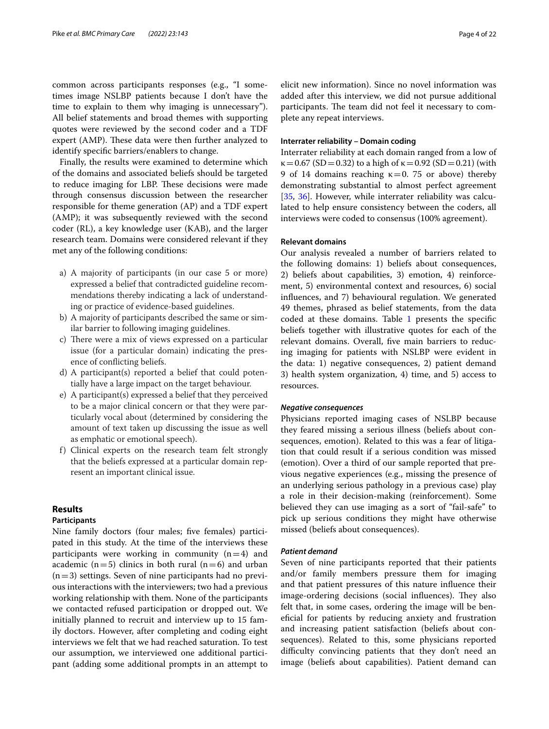common across participants responses (e.g., "I sometimes image NSLBP patients because I don't have the time to explain to them why imaging is unnecessary"). All belief statements and broad themes with supporting quotes were reviewed by the second coder and a TDF expert (AMP). These data were then further analyzed to identify specific barriers/enablers to change.

Finally, the results were examined to determine which of the domains and associated beliefs should be targeted to reduce imaging for LBP. These decisions were made through consensus discussion between the researcher responsible for theme generation (AP) and a TDF expert (AMP); it was subsequently reviewed with the second coder (RL), a key knowledge user (KAB), and the larger research team. Domains were considered relevant if they met any of the following conditions:

a) A majority of participants (in our case 5 or more) expressed a belief that contradicted guideline recommendations thereby indicating a lack of understanding or practice of evidence-based guidelines.
b) A majority of participants described the same or similar barrier to following imaging guidelines.
c) There were a mix of views expressed on a particular issue (for a particular domain) indicating the presence of conflicting beliefs.
d) A participant(s) reported a belief that could potentially have a large impact on the target behaviour.
e) A participant(s) expressed a belief that they perceived to be a major clinical concern or that they were particularly vocal about (determined by considering the amount of text taken up discussing the issue as well as emphatic or emotional speech).
f) Clinical experts on the research team felt strongly that the beliefs expressed at a particular domain represent an important clinical issue.

## Results

### Participants

Nine family doctors (four males; five females) participated in this study. At the time of the interviews these participants were working in community (n = 4) and academic (n = 5) clinics in both rural (n = 6) and urban (n = 3) settings. Seven of nine participants had no previous interactions with the interviewers; two had a previous working relationship with them. None of the participants we contacted refused participation or dropped out. We initially planned to recruit and interview up to 15 family doctors. However, after completing and coding eight interviews we felt that we had reached saturation. To test our assumption, we interviewed one additional participant (adding some additional prompts in an attempt to elicit new information). Since no novel information was added after this interview, we did not pursue additional participants. The team did not feel it necessary to complete any repeat interviews.

### Interrater reliability – Domain coding

Interrater reliability at each domain ranged from a low of $\kappa = 0.67$ (SD = 0.32) to a high of $\kappa = 0.92$ (SD = 0.21) (with 9 of 14 domains reaching $\kappa = 0.75$ or above) thereby demonstrating substantial to almost perfect agreement [35, 36]. However, while interrater reliability was calculated to help ensure consistency between the coders, all interviews were coded to consensus (100% agreement).

### Relevant domains

Our analysis revealed a number of barriers related to the following domains: 1) beliefs about consequences, 2) beliefs about capabilities, 3) emotion, 4) reinforcement, 5) environmental context and resources, 6) social influences, and 7) behavioural regulation. We generated 49 themes, phrased as belief statements, from the data coded at these domains. Table 1 presents the specific beliefs together with illustrative quotes for each of the relevant domains. Overall, five main barriers to reducing imaging for patients with NSLBP were evident in the data: 1) negative consequences, 2) patient demand 3) health system organization, 4) time, and 5) access to resources.

#### *Negative consequences*

Physicians reported imaging cases of NSLBP because they feared missing a serious illness (beliefs about consequences, emotion). Related to this was a fear of litigation that could result if a serious condition was missed (emotion). Over a third of our sample reported that previous negative experiences (e.g., missing the presence of an underlying serious pathology in a previous case) play a role in their decision-making (reinforcement). Some believed they can use imaging as a sort of "fail-safe" to pick up serious conditions they might have otherwise missed (beliefs about consequences).

#### *Patient demand*

Seven of nine participants reported that their patients and/or family members pressure them for imaging and that patient pressures of this nature influence their image-ordering decisions (social influences). They also felt that, in some cases, ordering the image will be beneficial for patients by reducing anxiety and frustration and increasing patient satisfaction (beliefs about consequences). Related to this, some physicians reported difficulty convincing patients that they don't need an image (beliefs about capabilities). Patient demand can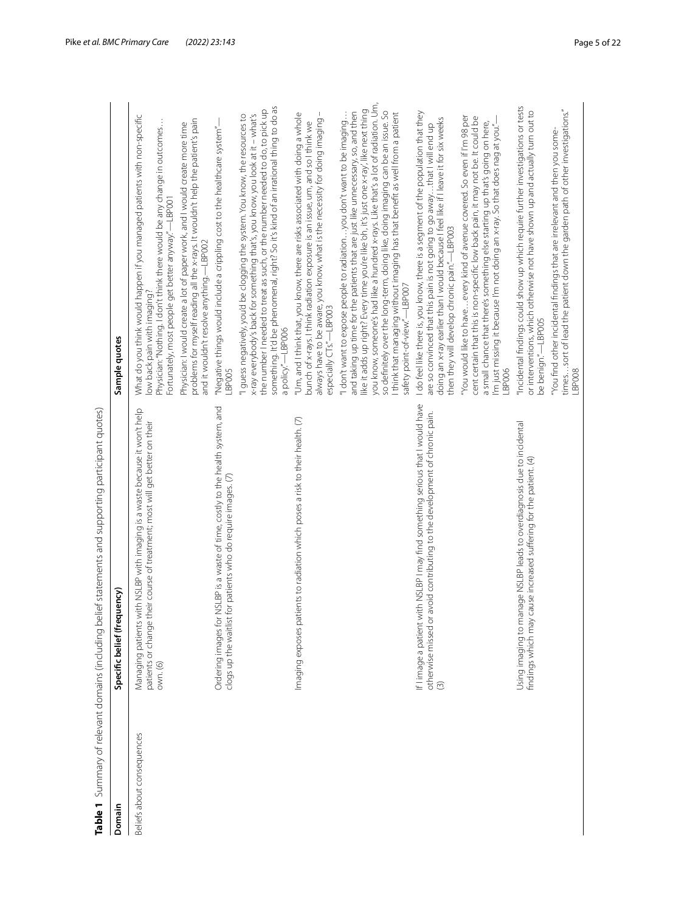**Table 1** Summary of relevant domains (including belief statements and supporting participant quotes)

| Domain | Specific belief (frequency) | Sample quotes |
|---|---|---|
| Beliefs about consequences | Managing patients with NSLBP with imaging is a waste because it won't help patients or change their course of treatment; most will get better on their own. (6) | What do you think would happen if you managed patients with non-specific low back pain with imaging?<br>Physician: "Nothing. I don't think there would be any change in outcomes… Fortunately, most people get better anyway."—LBP001<br>Physician: I would create a lot of paper work, and I would create more time problems for myself reading all the x-rays. It wouldn't help the patient's pain and it wouldn't resolve anything.—LBP002 |
| | Ordering images for NSLBP is a waste of time, costly to the health system, and clogs up the waitlist for patients who do require images. (7) | "Negative things would include a crippling cost to the healthcare system"—LBP005<br>"I guess negatively, you'd be clogging the system. You know, the resources to x-ray everybody's back for something that's, you know, you look at it – what's the number I needed to treat as such, or the number needed to do, to pick up something. It'd be phenomenal, right? So it's kind of an irrational thing to do as a policy."—LBP006 |
| | Imaging exposes patients to radiation which poses a risk to their health. (7) | "Um, and I think that, you know, there are risks associated with doing a whole bunch of x-rays. I think radiation exposure is an issue, um, and so I think we always have to be aware, you know, what is the necessity for doing imaging – especially CTs."—LBP003<br>"I don't want to expose people to radiation…you don't want to be imaging… and taking up time for the patients that are just like unnecessary, so, and then like it adds up right? Every time you're like 'oh, it's just one x-ray', like next thing you know, someone's had like a hundred x-rays. Like that's a lot of radiation. Um, so definitely over the long-term, doing like, doing imaging can be an issue. So I think that managing without imaging has that benefit as well from a patient safety point-of-view."—LBP007 |
| | If I image a patient with NSLBP I may find something serious that I would have otherwise missed or avoid contributing to the development of chronic pain. (3) | I do feel like there is, you know, there is a segment of the population that they are so convinced that this pain is not going to go away…that I will end up doing an x-ray earlier than I would because I feel like if I leave it for six weeks then they will develop chronic pain."—LBP003<br>"You would like to have…every kind of avenue covered. So even if I'm 98 per cent certain that this is non-specific low back pain, it may not be. It could be a small chance that there's something else starting up that's going on here, I'm just missing it because I'm not doing an x-ray. So that does nag at you."—LBP006 |
| | Using imaging to manage NSLBP leads to overdiagnosis due to incidental findings which may cause increased suffering for the patient. (4) | "Incidental findings could show up which require further investigations or tests or interventions, which otherwise not have shown up and actually turn out to be benign."—LBP005<br>"You find other incidental findings that are irrelevant and then you some-times…sort of lead the patient down the garden path of other investigations."—LBP008 |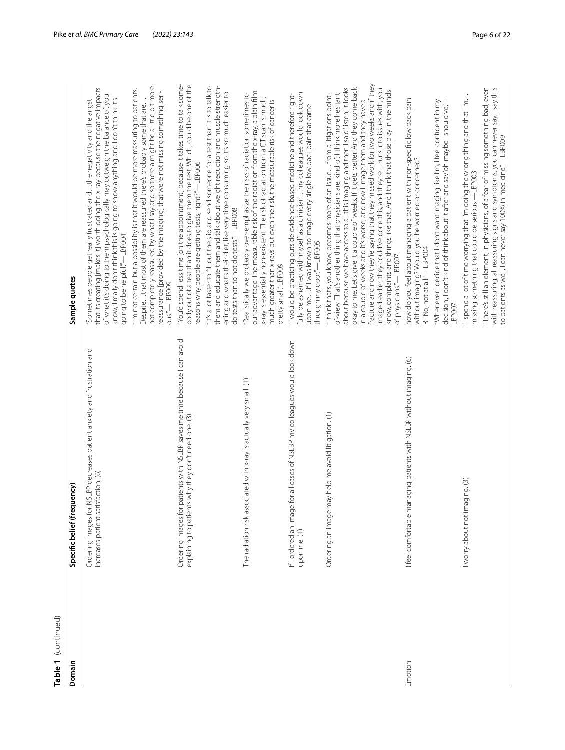**Table 1** (continued)

| Domain | Specific belief (frequency) | Sample quotes |
|---|---|---|
| | Ordering images for NSLBP decreases patient anxiety and frustration and increases patient satisfaction. (6) | "Sometimes people get really frustrated and…the negativity and the angst that its creating [makes it] worth doing the x-ray because the negative impacts of what it's doing to them psychologically may outweigh the balance of, you know, 'I really don't think this is going to show anything and I don't think it's going to be helpful'."—LBP004<br><br>"I'm not certain but a possibility is that it would be more reassuring to patients. Despite…that most of them are reassured there's probably some that are… not completely reassured by what I say and so there a might be a little bit more reassurance [provided by the imaging] that we're not missing something serious."—LBP009 |
| | Ordering images for patients with NSLBP saves me time because I can avoid explaining to patients why they don't need one. (3) | "You'd spend less time [on the appointment] because it takes time to talk somebody out of a test than it does to give them the test. Which, could be one of the reasons why people are getting tests, right?"—LBP006<br><br>"It's a lot faster to fill out the slip and send someone for a test than it is to talk to them and educate them and talk about weight reduction and muscle strengthening and what's their diet, like very time consuming so it's so much easier to do tests than to not do tests."—LBP008 |
| | The radiation risk associated with x-ray is actually very small. (1) | "Realistically we probably over-emphasize the risks of radiation sometimes to our advantage. The measurable risk of the radiation from the x-ray, a plain film x-ray is essentially non-existent. The risk of radiation from a CT scan is much, much greater than x-rays but even the risk, the measurable risk of cancer is pretty small." LBP009 |
| | If I ordered an image for all cases of NSLBP my colleagues would look down upon me. (1) | "I would be practicing outside evidence-based medicine and therefore rightfully be ashamed with myself as a clinician…my colleagues would look down upon me…if I was known to image every single low back pain that came through my door."—LBP005 |
| | Ordering an image may help me avoid litigation. (1) | "I think that's, you know, becomes more of an issue… from a litigations point-of-view. That's another thing that physicians are, kind of, I think more hesitant about because we have access to all this imaging and then I said 'listen, it looks okay to me. Let's give it a couple of weeks. If it gets better.' And they come back in a couple of weeks and it's worse, and now I image them and they have a fracture and now they're saying that they missed work for two weeks and if they imaged earlier, they could've done this, and they're…runs into issues with, you know, complaints and things like that. And I think that those play in the minds of physicians."—LBP007 |
| Emotion | I feel comfortable managing patients with NSLBP without imaging. (6) | how do you feel about managing a patient with non-specific low back pain without imaging? Would you be worried or concerned?<br>R: "No, not at all."—LBP004<br><br>"Whenever I decide that I don't want imaging like I'm, I feel confident in my decision, I don't kind of think about it after and say 'oh maybe I should've'."—LBP007 |
| | I worry about not imaging. (3) | "I spend a lot of time worrying that I'm doing the wrong thing and that I'm… missing something that could be serious.—LBP003<br><br>"There's still an element, in physicians, of a fear of missing something bad, even with reassuring, all reassuring signs and symptoms, you can never say, I say this to patients as well, I can never say 100% in medicine."—LBP009 |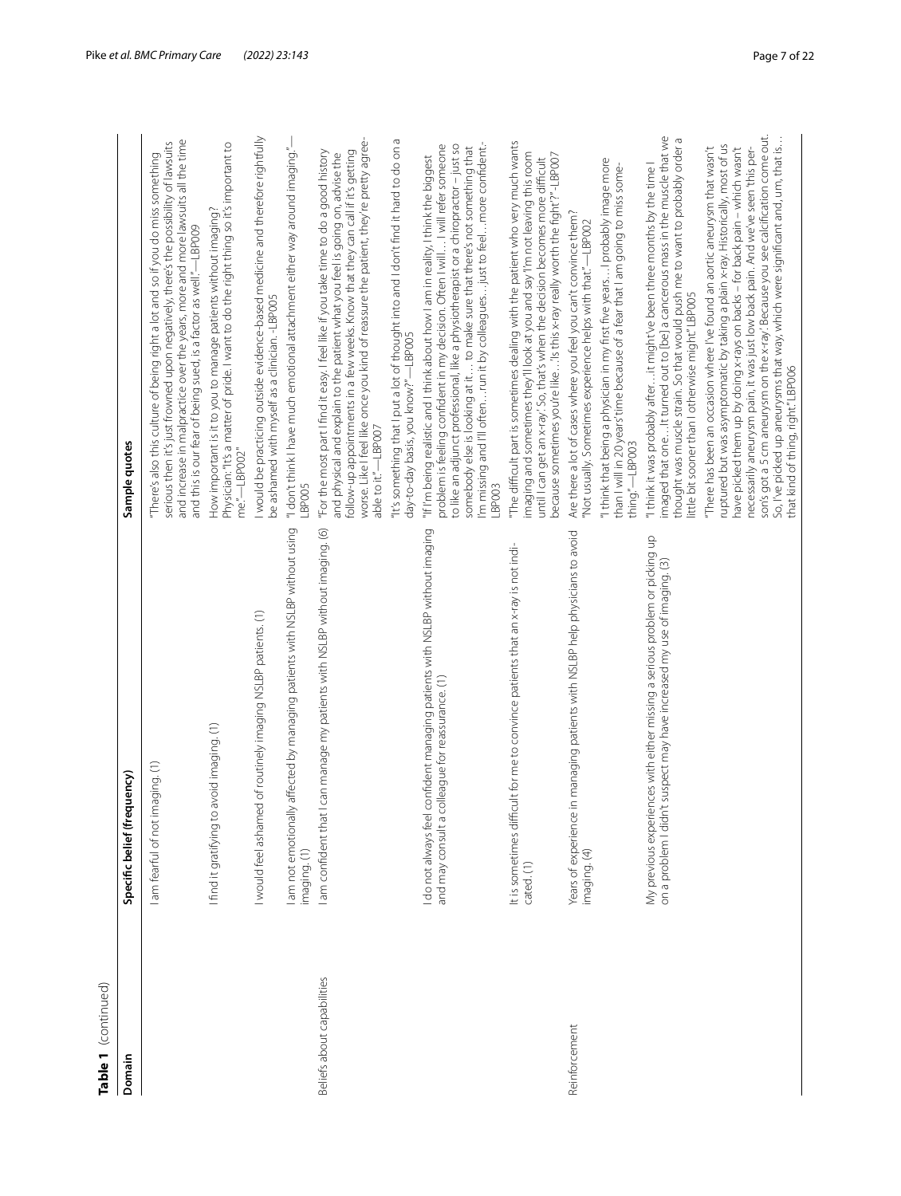**Table 1** (continued)

| Domain | Specific belief (frequency) | Sample quotes |
|---|---|---|
| | I am fearful of not imaging. (1) | "There's also this culture of being right a lot and so if you do miss something serious then it's just frowned upon negatively, there's the possibility of lawsuits and increase in malpractice over the years, more and more lawsuits all the time and this is our fear of being sued, is a factor as well."—LBP009 |
| | I find it gratifying to avoid imaging. (1) | How important is it to you to manage patients without imaging? Physician: "It's a matter of pride. I want to do the right thing so it's important to me."—LBP002" |
| | I would feel ashamed of routinely imaging NSLBP patients. (1) | I would be practicing outside evidence-based medicine and therefore rightfully be ashamed with myself as a clinician. -LBP005 |
| | I am not emotionally affected by managing patients with NSLBP without using imaging. (1) | "I don't think I have much emotional attachment either way around imaging."—LBP005 |
| Beliefs about capabilities | I am confident that I can manage my patients with NSLBP without imaging. (6) | "For the most part I find it easy. I feel like if you take time to do a good history and physical and explain to the patient what you feel is going on, advise the follow-up appointments in a few weeks. Know that they can call if it's getting worse. Like I feel like once you kind of reassure the patient, they're pretty agreeable to it."—LBP007<br><br>"It's something that I put a lot of thought into and I don't find it hard to do on a day-to-day basis, you know?"—LBP005 |
| | I do not always feel confident managing patients with NSLBP without imaging and may consult a colleague for reassurance. (1) | "If I'm being realistic and I think about how I am in reality, I think the biggest problem is feeling confident in my decision. Often I will… I will refer someone to like an adjunct professional, like a physiotherapist or a chiropractor – just so somebody else is looking at it… to make sure that there's not something that I'm missing and I'll often…run it by colleagues…just to feel…more confident.- LBP003 |
| | It is sometimes difficult for me to convince patients that an x-ray is not indicated. (1) | "The difficult part is sometimes dealing with the patient who very much wants imaging and sometimes they'll look at you and say 'I'm not leaving this room until I can get an x-ray'. So, that's when the decision becomes more difficult because sometimes you're like…'Is this x-ray really worth the fight?'" -LBP007 |
| Reinforcement | Years of experience in managing patients with NSLBP help physicians to avoid imaging. (4) | Are there a lot of cases where you feel you can't convince them? "Not usually. Sometimes experience helps with that."—LBP002<br><br>"I think that being a physician in my first five years…I probably image more than I will in 20 years' time because of a fear that I am going to miss something."—LBP003 |
| | My previous experiences with either missing a serious problem or picking up on a problem I didn't suspect may have increased my use of imaging. (3) | "I think it was probably after…it might've been three months by the time I imaged that one…It turned out to [be] a cancerous mass in the muscle that we thought was muscle strain. So that would push me to want to probably order a little bit sooner than I otherwise might." LBP005<br><br>"There has been an occasion where I've found an aortic aneurysm that wasn't ruptured but was asymptomatic by taking a plain x-ray. Historically, most of us have picked them up by doing x-rays on backs – for back pain – which wasn't necessarily aneurysm pain, it was just low back pain. And we've seen 'this person's got a 5 cm aneurysm on the x-ray'. Because you see calcification come out. So, I've picked up aneurysms that way, which were significant and, um, that is… that kind of thing, right." LBP006 |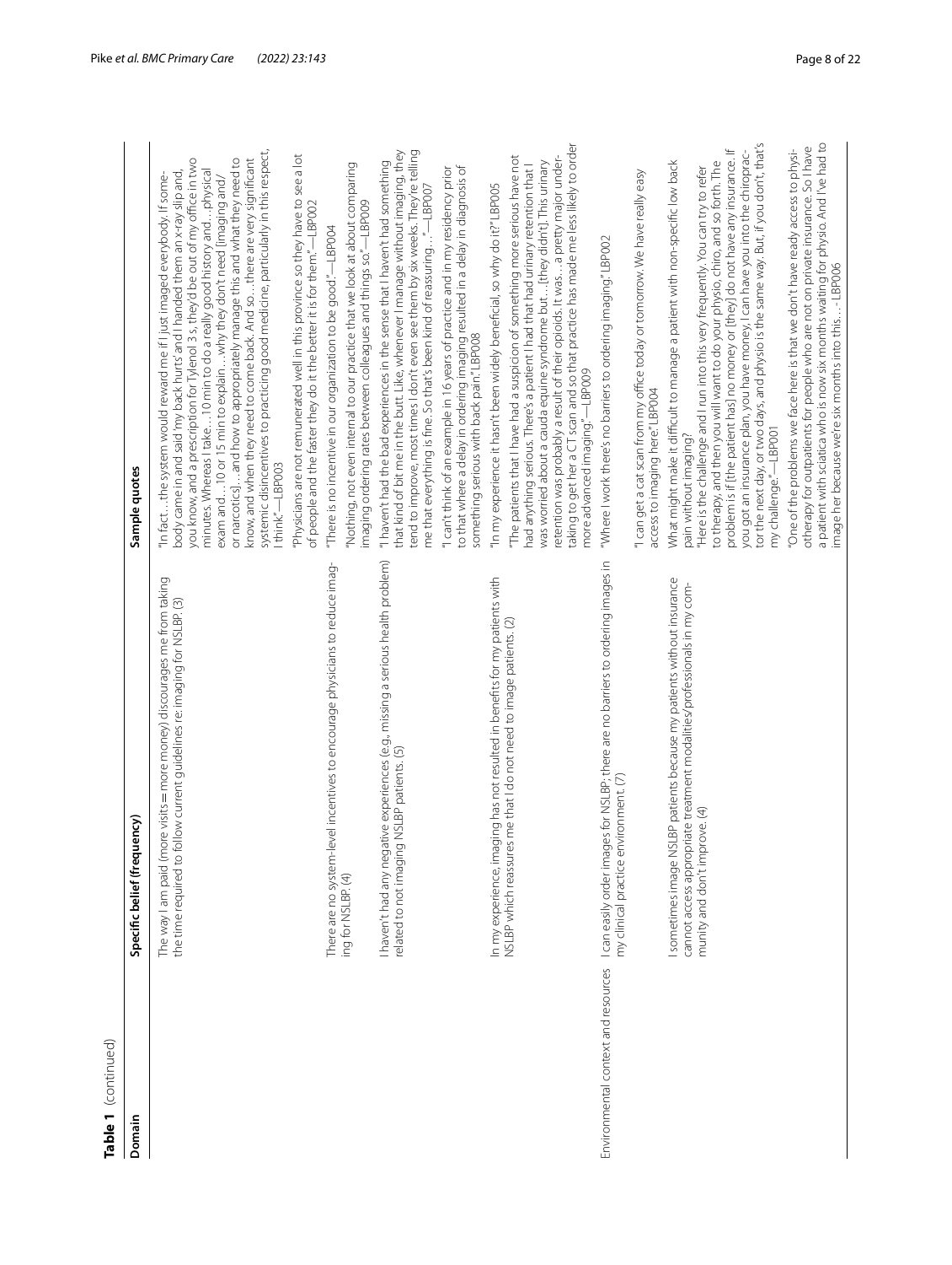**Table 1** (continued)

| Domain | Specific belief (frequency) | Sample quotes |
|---|---|---|
| | The way I am paid (more visits = more money) discourages me from taking the time required to follow current guidelines re: imaging for NSLBP. (3) | "In fact…the system would reward me if I just imaged everybody. If somebody came in and said 'my back hurts' and I handed them an x-ray slip and, you know, and a prescription for Tylenol 3 s, they'd be out of my office in two minutes. Whereas I take…10 min to do a really good history and…physical exam and…10 or 15 min to explain…why they don't need [imaging and/or narcotics]…and how to appropriately manage this and what they need to know, and when they need to come back. And so…there are very significant systemic disincentives to practicing good medicine, particularly in this respect, I think."—LBP003<br>"Physicians are not remunerated well in this province so they have to see a lot of people and the faster they do it the better it is for them."—LBP002 |
| | There are no system-level incentives to encourage physicians to reduce imaging for NSLBP. (4) | "There is no incentive in our organization to be good."—LBP004<br>"Nothing, not even internal to our practice that we look at about comparing imaging ordering rates between colleagues and things so."—LBP009 |
| | I haven't had any negative experiences (e.g., missing a serious health problem) related to not imaging NSLBP patients. (5) | "I haven't had the bad experiences in the sense that I haven't had something that kind of bit me in the butt. Like, whenever I manage without imaging, they tend to improve, most times I don't even see them by six weeks. They're telling me that everything is fine. So that's been kind of reassuring…"—LBP007<br>"I can't think of an example in 16 years of practice and in my residency prior to that where a delay in ordering imaging resulted in a delay in diagnosis of something serious with back pain." LBP008 |
| | In my experience, imaging has not resulted in benefits for my patients with NSLBP which reassures me that I do not need to image patients. (2) | "In my experience it hasn't been widely beneficial, so why do it?" LBP005<br>"The patients that I have had a suspicion of something more serious have not had anything serious. There's a patient I had that had urinary retention that I was worried about a cauda equine syndrome but…[they didn't]. This urinary retention was probably a result of their opioids. It was…a pretty major undertaking to get her a CT scan and so that practice has made me less likely to order more advanced imaging."—LBP009 |
| Environmental context and resources | I can easily order images for NSLBP; there are no barriers to ordering images in my clinical practice environment. (7) | "Where I work there's no barriers to ordering imaging." LBP002<br>"I can get a cat scan from my office today or tomorrow. We have really easy access to imaging here." LBP004 |
| | I sometimes image NSLBP patients because my patients without insurance cannot access appropriate treatment modalities/professionals in my community and don't improve. (4) | What might make it difficult to manage a patient with non-specific low back pain without imaging?<br>"Here is the challenge and I run into this very frequently. You can try to refer to therapy, and then you will want to do your physio, chiro, and so forth. The problem is if [the patient has] no money or [they] do not have any insurance. If you got an insurance plan, you have money, I can have you into the chiropractor the next day, or two days, and physio is the same way. But, if you don't, that's my challenge."—LBP001<br>"One of the problems we face here is that we don't have ready access to physiotherapy for outpatients for people who are not on private insurance. So I have a patient with sciatica who is now six months waiting for physio. And I've had to image her because we're six months into this…- LBP006 |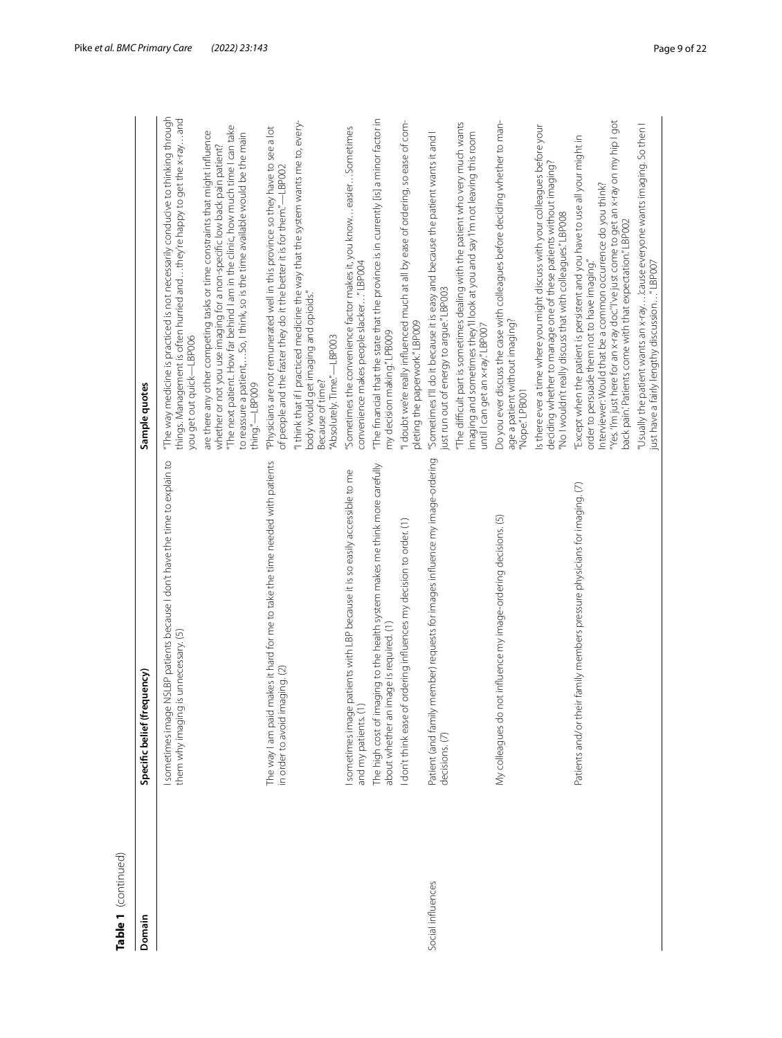**Table 1** (continued)

| Domain | Specific belief (frequency) | Sample quotes |
|---|---|---|
| | I sometimes image NSLBP patients because I don't have the time to explain to them why imaging is unnecessary. (5) | "The way medicine is practiced is not necessarily conducive to thinking through things. Management is often hurried and…they're happy to get the x-ray…and you get out quick—LBP006<br>are there any other competing tasks or time constraints that might influence whether or not you use imaging for a non-specific low back pain patient?<br>"The next patient. How far behind I am in the clinic, how much time I can take to reassure a patient, …So, I think, so is the time available would be the main thing."—LBP009 |
| | The way I am paid makes it hard for me to take the time needed with patients in order to avoid imaging. (2) | "Physicians are not remunerated well in this province so they have to see a lot of people and the faster they do it the better it is for them."—LBP002<br>"I think that if I practiced medicine the way that the system wants me to, everybody would get imaging and opioids."<br>Because of time?<br>"Absolutely. Time."—LBP003 |
| | I sometimes image patients with LBP because it is so easily accessible to me and my patients. (1) | "Sometimes the convenience factor makes it, you know…easier…Sometimes convenience makes people slacker…" LBP004 |
| | The high cost of imaging to the health system makes me think more carefully about whether an image is required. (1) | "The financial that the state that the province is in currently [is] a minor factor in my decision making." LPB009 |
| | I don't think ease of ordering influences my decision to order. (1) | "I doubt we're really influenced much at all by ease of ordering, so ease of completing the paperwork." LBP009 |
| Social influences | Patient (and family member) requests for images influence my image-ordering decisions. (7) | "Sometimes I'll do it because it is easy and because the patient wants it and I just run out of energy to argue." LBP003<br>"The difficult part is sometimes dealing with the patient who very much wants imaging and sometimes they'll look at you and say 'I'm not leaving this room until I can get an x-ray'." LBP007 |
| | My colleagues do not influence my image-ordering decisions. (5) | Do you ever discuss the case with colleagues before deciding whether to manage a patient without imaging?<br>"Nope." LPB001<br>Is there ever a time where you might discuss with your colleagues before your deciding whether to manage one of these patients without imaging?<br>"No I wouldn't really discuss that with colleagues." LBP008 |
| | Patients and/or their family members pressure physicians for imaging. (7) | "Except when the patient is persistent and you have to use all your might in order to persuade them not to have imaging."<br>Interviewer: Would that be a common occurrence do you think?<br>"Yes. 'I'm just here for an x-ray doc' 'I've just come to get an x-ray on my hip I got back pain'. Patients come with that expectation." LBP002<br>"Usually the patient wants an x-ray…'cause everyone wants imaging. So then I just have a fairly lengthy discussion…" LBP007 |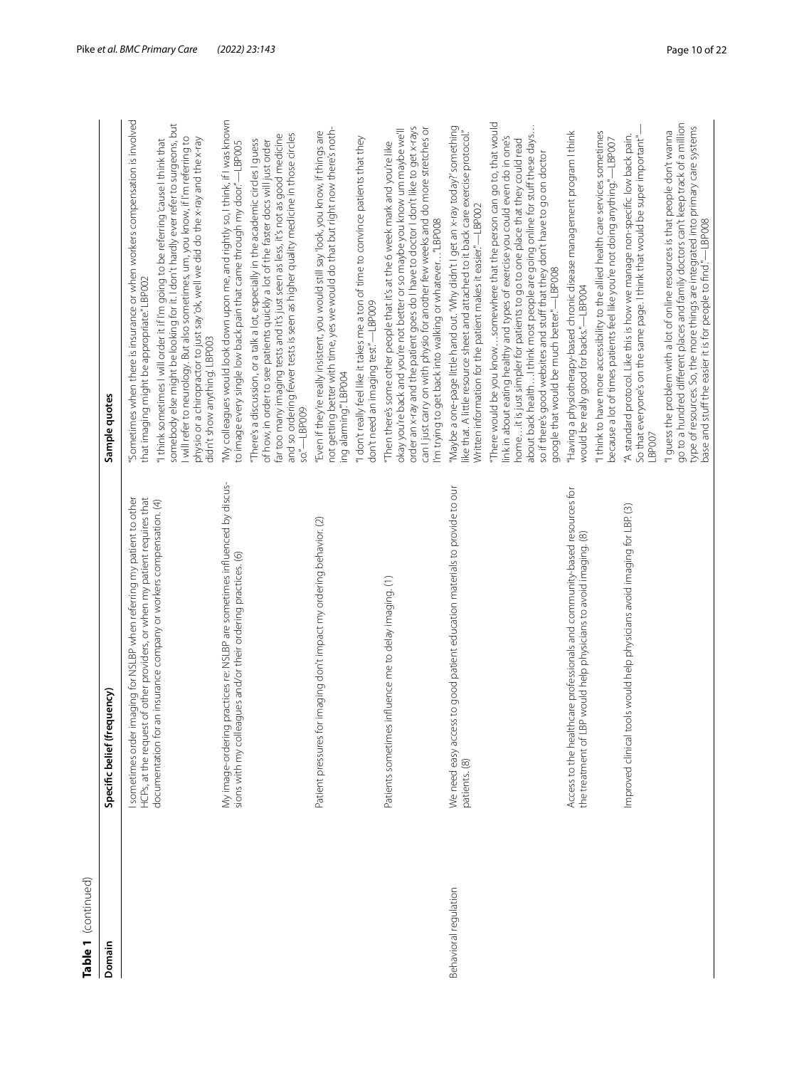**Table 1** (continued)

| Domain | Specific belief (frequency) | Sample quotes |
|---|---|---|
| | I sometimes order imaging for NSLBP when referring my patient to other HCPs, at the request of other providers, or when my patient requires that documentation for an insurance company or workers compensation. (4) | "Sometimes when there is insurance or when workers compensation is involved that imaging might be appropriate." LBP002<br><br>"I think sometimes I will order it if I'm going to be referring 'cause I think that somebody else might be looking for it. I don't hardly ever refer to surgeons, but I will refer to neurology. But also sometimes, um, you know, if I'm referring to physio or a chiropractor to just say 'ok, well we did do the x-ray and the x-ray didn't show anything'. LBP003 |
| | My image-ordering practices re: NSLBP are sometimes influenced by discussions with my colleagues and/or their ordering practices. (6) | "My colleagues would look down upon me, and rightly so, I think, if I was known to image every single low back pain that came through my door."—LBP005<br><br>"There's a discussion, or a talk a lot, especially in the academic circles I guess of how, in order to see patients quickly a lot of the faster docs will just order far too many imaging tests and it's just seen as less, it's not as good medicine and so ordering fewer tests is seen as higher quality medicine in those circles so."—LBP009 |
| | Patient pressures for imaging don't impact my ordering behavior. (2) | "Even if they're really insistent, you would still say 'look, you know, if things are not getting better with time, yes we would do that but right now there's nothing alarming'." LBP004<br><br>"I don't really feel like it takes me a ton of time to convince patients that they don't need an imaging test."—LBP009 |
| | Patients sometimes influence me to delay imaging. (1) | "Then there's some other people that it's at the 6 week mark and you're like okay you're back and you're not better or so maybe you know um maybe we'll order an x-ray and the patient goes do I have to doctor I don't like to get x-rays can I just carry on with physio for another few weeks and do more stretches or I'm trying to get back into walking or whatever…" LBP008 |
| Behavioral regulation | We need easy access to good patient education materials to provide to our patients. (8) | "Maybe a one-page little hand out. 'Why didn't I get an x-ray today?' something like that. A little resource sheet and attached to it back care exercise protocol." Written information for the patient makes it easier."—LBP002<br><br>"There would be you know…somewhere that the person can go to, that would link in about eating healthy and types of exercise you could even do in one's home…it is just simpler for patients to go to one place that they could read about back health…I think most people are going online for stuff these days… so if there's good websites and stuff that they don't have to go on doctor google that would be much better."—LBP008 |
| | Access to the healthcare professionals and community-based resources for the treatment of LBP would help physicians to avoid imaging. (8) | "Having a physiotherapy-based chronic disease management program I think would be really good for backs."—LBP004<br><br>"I think to have more accessibility to the allied health care services sometimes because a lot of times patients feel like you're not doing anything."—LBP007 |
| | Improved clinical tools would help physicians avoid imaging for LBP. (3) | "A standard protocol. Like this is how we manage non-specific low back pain. So that everyone's on the same page. I think that would be super important"—LBP007<br><br>"I guess the problem with a lot of online resources is that people don't wanna go to a hundred different places and family doctors can't keep track of a million type of resources. So, the more things are integrated into primary care systems base and stuff the easier it is for people to find."—LBP008 |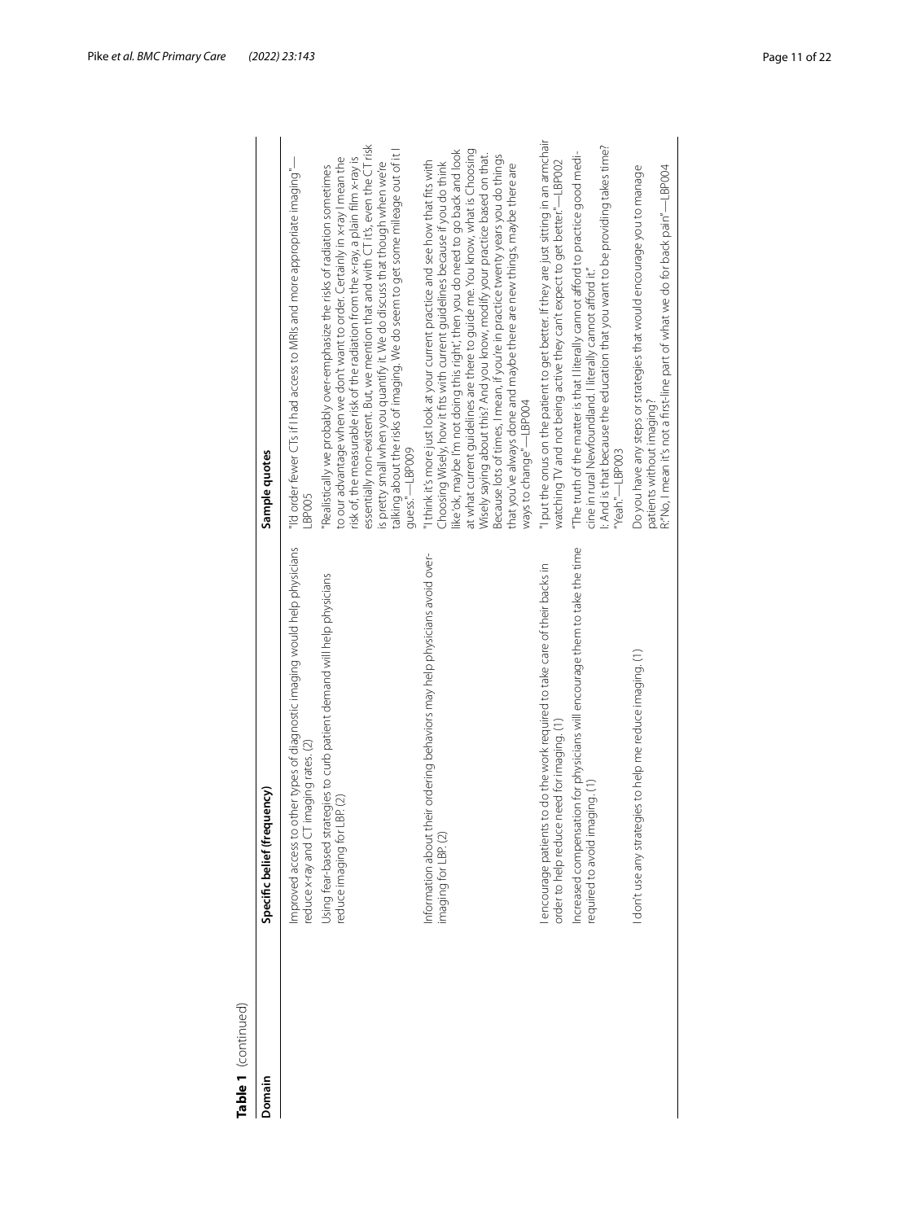**Table 1** (continued)

| Domain | Specific belief (frequency) | Sample quotes |
|---|---|---|
| | Improved access to other types of diagnostic imaging would help physicians reduce x-ray and CT imaging rates. (2) | "I'd order fewer CTs if I had access to MRIs and more appropriate imaging"—LBP005 |
| | Using fear-based strategies to curb patient demand will help physicians reduce imaging for LBP. (2) | "Realistically we probably over-emphasize the risks of radiation sometimes to our advantage when we don't want to order. Certainly in x-ray I mean the risk of, the measurable risk of the radiation from the x-ray, a plain film x-ray is essentially non-existent. But, we mention that and with CT it's, even the CT risk is pretty small when you quantify it. We do discuss that though when we're talking about the risks of imaging. We do seem to get some mileage out of it I guess."—LBP009 |
| | Information about their ordering behaviors may help physicians avoid over-imaging for LBP. (2) | "I think it's more just look at your current practice and see how that fits with Choosing Wisely, how it fits with current guidelines because if you do think like'ok, maybe I'm not doing this right', then you do need to go back and look at what current guidelines are there to guide me. You know, what is Choosing Wisely saying about this? And you know, modify your practice based on that. Because lots of times, I mean, if you're in practice twenty years you do things that you've always done and maybe there are new things, maybe there are ways to change"—LBP004 |
| | I encourage patients to do the work required to take care of their backs in order to help reduce need for imaging. (1) | "I put the onus on the patient to get better. If they are just sitting in an armchair watching TV and not being active they can't expect to get better."—LBP002 |
| | Increased compensation for physicians will encourage them to take the time required to avoid imaging. (1) | "The truth of the matter is that I literally cannot afford to practice good medicine in rural Newfoundland. I literally cannot afford it."<br>I: And is that because the education that you want to be providing takes time?<br>"Yeah."—LBP003 |
| | I don't use any strategies to help me reduce imaging. (1) | Do you have any steps or strategies that would encourage you to manage patients without imaging?<br>R:"No, I mean it's not a first-line part of what we do for back pain"—LBP004 |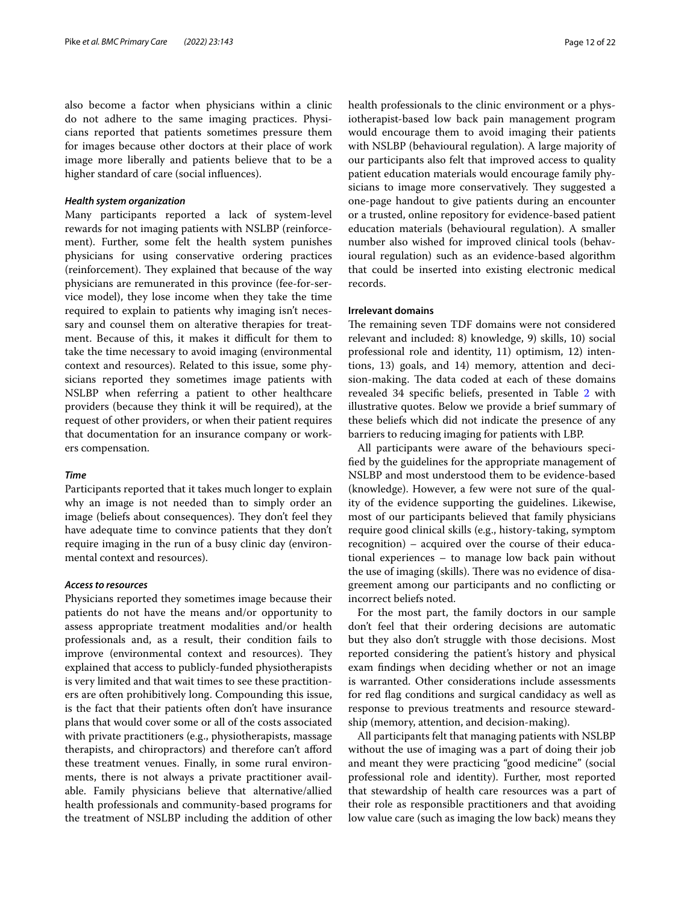also become a factor when physicians within a clinic do not adhere to the same imaging practices. Physicians reported that patients sometimes pressure them for images because other doctors at their place of work image more liberally and patients believe that to be a higher standard of care (social influences).

#### *Health system organization*

Many participants reported a lack of system-level rewards for not imaging patients with NSLBP (reinforcement). Further, some felt the health system punishes physicians for using conservative ordering practices (reinforcement). They explained that because of the way physicians are remunerated in this province (fee-for-service model), they lose income when they take the time required to explain to patients why imaging isn't necessary and counsel them on alterative therapies for treatment. Because of this, it makes it difficult for them to take the time necessary to avoid imaging (environmental context and resources). Related to this issue, some physicians reported they sometimes image patients with NSLBP when referring a patient to other healthcare providers (because they think it will be required), at the request of other providers, or when their patient requires that documentation for an insurance company or workers compensation.

#### *Time*

Participants reported that it takes much longer to explain why an image is not needed than to simply order an image (beliefs about consequences). They don't feel they have adequate time to convince patients that they don't require imaging in the run of a busy clinic day (environmental context and resources).

#### *Access to resources*

Physicians reported they sometimes image because their patients do not have the means and/or opportunity to assess appropriate treatment modalities and/or health professionals and, as a result, their condition fails to improve (environmental context and resources). They explained that access to publicly-funded physiotherapists is very limited and that wait times to see these practitioners are often prohibitively long. Compounding this issue, is the fact that their patients often don't have insurance plans that would cover some or all of the costs associated with private practitioners (e.g., physiotherapists, massage therapists, and chiropractors) and therefore can't afford these treatment venues. Finally, in some rural environments, there is not always a private practitioner available. Family physicians believe that alternative/allied health professionals and community-based programs for the treatment of NSLBP including the addition of other health professionals to the clinic environment or a physiotherapist-based low back pain management program would encourage them to avoid imaging their patients with NSLBP (behavioural regulation). A large majority of our participants also felt that improved access to quality patient education materials would encourage family physicians to image more conservatively. They suggested a one-page handout to give patients during an encounter or a trusted, online repository for evidence-based patient education materials (behavioural regulation). A smaller number also wished for improved clinical tools (behavioural regulation) such as an evidence-based algorithm that could be inserted into existing electronic medical records.

### **Irrelevant domains**

The remaining seven TDF domains were not considered relevant and included: 8) knowledge, 9) skills, 10) social professional role and identity, 11) optimism, 12) intentions, 13) goals, and 14) memory, attention and decision-making. The data coded at each of these domains revealed 34 specific beliefs, presented in Table 2 with illustrative quotes. Below we provide a brief summary of these beliefs which did not indicate the presence of any barriers to reducing imaging for patients with LBP.

All participants were aware of the behaviours specified by the guidelines for the appropriate management of NSLBP and most understood them to be evidence-based (knowledge). However, a few were not sure of the quality of the evidence supporting the guidelines. Likewise, most of our participants believed that family physicians require good clinical skills (e.g., history-taking, symptom recognition) – acquired over the course of their educational experiences – to manage low back pain without the use of imaging (skills). There was no evidence of disagreement among our participants and no conflicting or incorrect beliefs noted.

For the most part, the family doctors in our sample don't feel that their ordering decisions are automatic but they also don't struggle with those decisions. Most reported considering the patient's history and physical exam findings when deciding whether or not an image is warranted. Other considerations include assessments for red flag conditions and surgical candidacy as well as response to previous treatments and resource stewardship (memory, attention, and decision-making).

All participants felt that managing patients with NSLBP without the use of imaging was a part of doing their job and meant they were practicing "good medicine" (social professional role and identity). Further, most reported that stewardship of health care resources was a part of their role as responsible practitioners and that avoiding low value care (such as imaging the low back) means they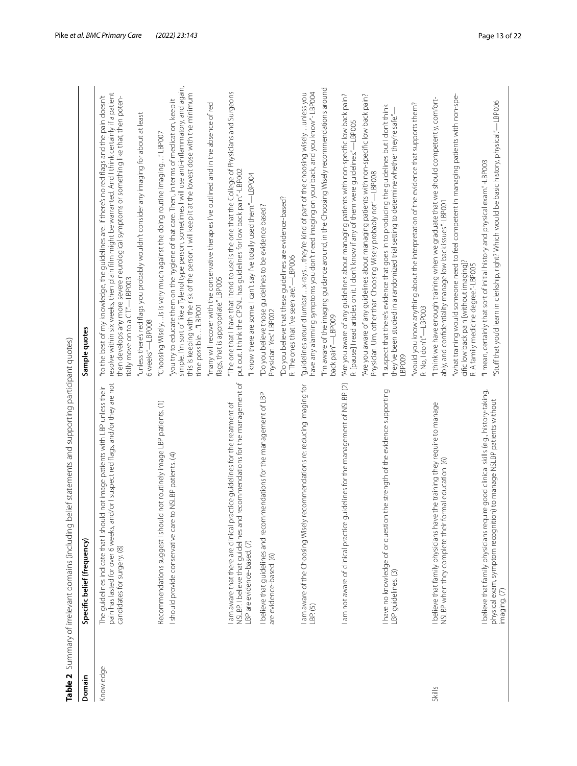**Table 2** Summary of irrelevant domains (including belief statements and supporting participant quotes)

| Domain | Specific belief (frequency) | Sample quotes |
|---|---|---|
| Knowledge | The guidelines indicate that I should not image patients with LBP unless their pain has lasted for over 6 weeks, and/or I suspect red flags, and/or they are not candidates for surgery. (8) | "to the best of my knowledge, the guidelines are: if there's no red flags and the pain doesn't resolve within six weeks, then plain film might be warranted. And I think certainly if a patient then develops any more severe neurological symptoms or something like that, then potentially move on to a CT."—LBP003<br>"unless there's red flags you probably wouldn't consider any imaging for about at least 6 weeks"—LBP008 |
| | Recommendations suggest I should not routinely image LBP patients. (1) | "Choosing Wisely… is very much against the doing routine imaging…" LBP007 |
| | I should provide conservative care to NSLBP patients. (4) | "you try to educate them on the hygiene of that care. Then, in terms of medication, keep it simple. I'm sort of like a Tylenol type person, sometimes I will use anti-inflammatory, and again, this is keeping with the risk of the person. I will keep it at the lowest dose with the minimum time possible…"LBP001<br>"many will recover with the conservative therapies I've outlined and in the absence of red flags, that is appropriate." LBP005 |
| | I am aware that there are clinical practice guidelines for the treatment of NSLBP. I believe that guidelines and recommendations for the management of LBP are evidence-based. (7) | "The one that I have that I tend to use is the one that the College of Physicians and Surgeons put out. I think the CPSNL has guidelines for low back pain." -LBP002<br>"I know there are some. I can't say I've totally used them."—LBP004 |
| | I believe that guidelines and recommendations for the management of LBP are evidence-based. (6) | "Do you believe those guidelines to be evidence based?<br>Physician: Yes" LBP002<br>"Do you believe that these guidelines are evidence-based?<br>R: The ones that I've seen are."—LBP006 |
| | I am aware of the Choosing Wisely recommendations re: reducing imaging for LBP. (5) | "guidelines around lumbar… x-rays… they're kind of part of the choosing wisely…unless you have any alarming symptoms you don't need imaging on your back, and you know".-LBP004<br>"I'm aware of the imaging guidance around, in the Choosing Wisely recommendations around back pain"—LBP009 |
| | I am not aware of clinical practice guidelines for the management of NSLBP. (2) | "Are you aware of any guidelines about managing patients with non-specific low back pain?<br>R: [pause] I read articles on it. I don't know if any of them were guidelines."—LBP005<br>"Are you aware of any guidelines about managing patients with non-specific low back pain?<br>Physician: Um, other than Choosing Wisely probably not"—LBP008 |
| | I have no knowledge of or question the strength of the evidence supporting LBP guidelines. (3) | "I suspect that there's evidence that goes in to producing the guidelines but I don't think they've been studied in a randomized trial setting to determine whether they're safe."—LBP009<br>"would you know anything about the interpretation of the evidence that supports them?<br>R: No, I don't"—LBP003 |
| Skills | I believe that family physicians have the training they require to manage NSLBP when they complete their formal education. (6) | "I think we have enough training when we graduate that we should competently, comfortably, and confidentiality manage low back issues."-LBP001<br>"what training would someone need to feel competent in managing patients with non-specific low back pain [without imaging]?<br>R: A family medicine degree."-LBP005 |
| | I believe that family physicians require good clinical skills (e.g., history-taking, physical exam, symptom recognition) to manage NSLBP patients without imaging. (7) | "I mean, certainly that sort of initial history and physical exam."-LBP003<br>"Stuff that you'd learn in clerkship, right? Which would be basic history, physical."—LBP006 |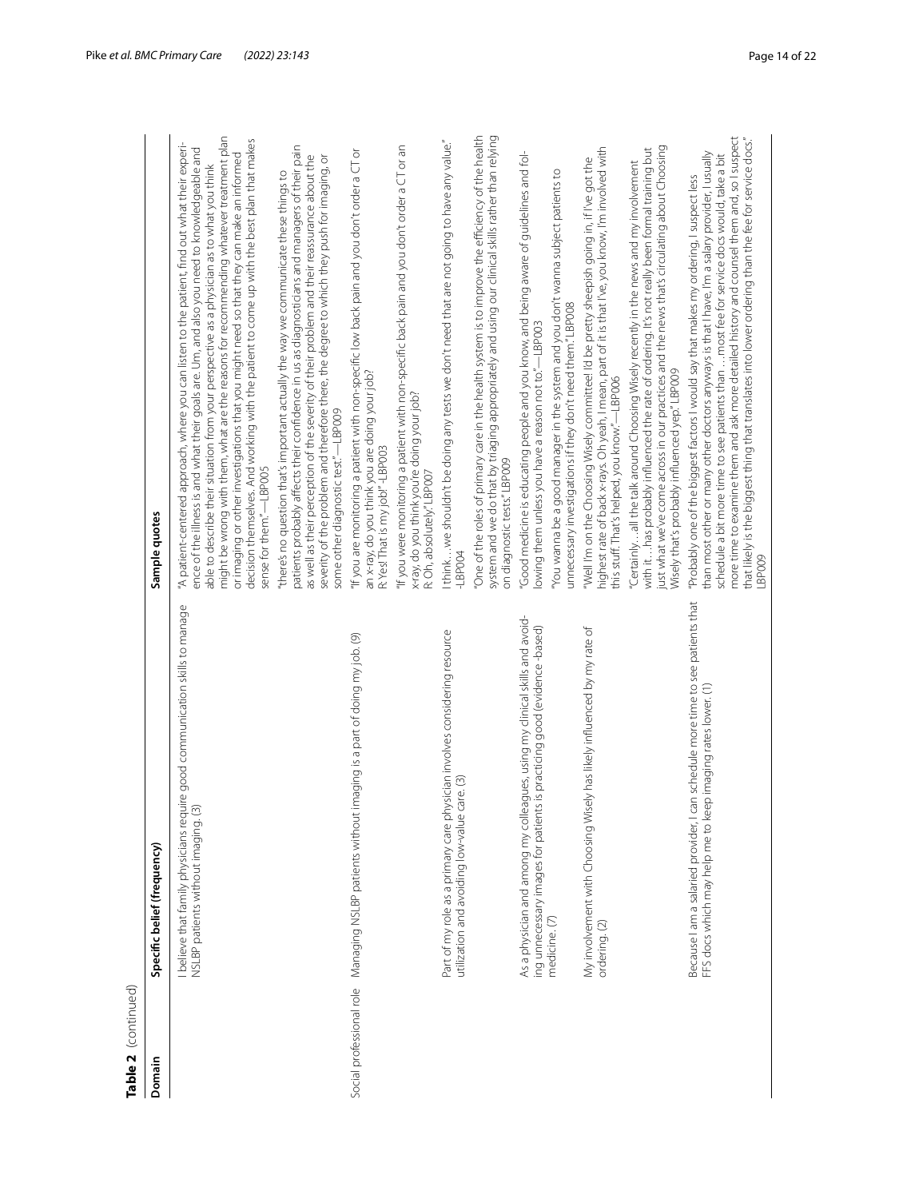**Table 2** (continued)

| Domain | Specific belief (frequency) | Sample quotes |
| --- | --- | --- |
| | I believe that family physicians require good communication skills to manage NSLBP patients without imaging. (3) | "A patient-centered approach, where you can listen to the patient, find out what their experience of the illness is and what their goals are. Um, and also you need to knowledgeable and able to describe their situation from your perspective as a physician as to what you think might be wrong with them, what are the reasons for recommending whatever treatment plan or imaging or other investigations that you might need so that they can make an informed decision themselves. And working with the patient to come up with the best plan that makes sense for them."—LBP005<br><br>"there's no question that's important actually the way we communicate these things to patients probably affects their confidence in us as diagnosticians and managers of their pain as well as their perception of the severity of their problem and their reassurance about the severity of the problem and therefore there, the degree to which they push for imaging, or some other diagnostic test." —LBP009 |
| Social professional role | Managing NSLBP patients without imaging is a part of doing my job. (9) | "If you are monitoring a patient with non-specific low back pain and you don't order a CT or an x-ray, do you think you are doing your job?<br>R: Yes! That is my job!"-LBP003<br><br>"If you were monitoring a patient with non-specific back pain and you don't order a CT or an x-ray, do you think you're doing your job?<br>R: Oh, absolutely."-LBP007 |
| | Part of my role as a primary care physician involves considering resource utilization and avoiding low-value care. (3) | I think…we shouldn't be doing any tests we don't need that are not going to have any value." -LBP004<br><br>"One of the roles of primary care in the health system is to improve the efficiency of the health system and we do that by triaging appropriately and using our clinical skills rather than relying on diagnostic tests." LBP009 |
| | As a physician and among my colleagues, using my clinical skills and avoiding unnecessary images for patients is practicing good (evidence -based) medicine. (7) | "Good medicine is educating people and you know, and being aware of guidelines and following them unless you have a reason not to." —LBP003<br><br>"You wanna be a good manager in the system and you don't wanna subject patients to unnecessary investigations if they don't need them." LBP008 |
| | My involvement with Choosing Wisely has likely influenced by my rate of ordering. (2) | "Well I'm on the Choosing Wisely committee! I'd be pretty sheepish going in, if I've got the highest rate of back x-rays. Oh yeah, I mean, part of it is that I've, you know, I'm involved with this stuff. That's helped, you know." —LBP006<br><br>"Certainly…all the talk around Choosing Wisely recently in the news and my involvement with it…has probably influenced the rate of ordering. It's not really been formal training but just what we've come across in our practices and the news that's circulating about Choosing Wisely that's probably influenced yep." LBP009 |
| | Because I am a salaried provider, I can schedule more time to see patients that FFS docs which may help me to keep imaging rates lower. (1) | "Probably one of the biggest factors I would say that makes my ordering, I suspect less than most other or many other doctors anyways is that I have, I'm a salary provider, I usually schedule a bit more time to see patients than …most fee for service docs would, take a bit more time to examine them and ask more detailed history and counsel them and, so I suspect that likely is the biggest thing that translates into lower ordering than the fee for service docs." LBP009 |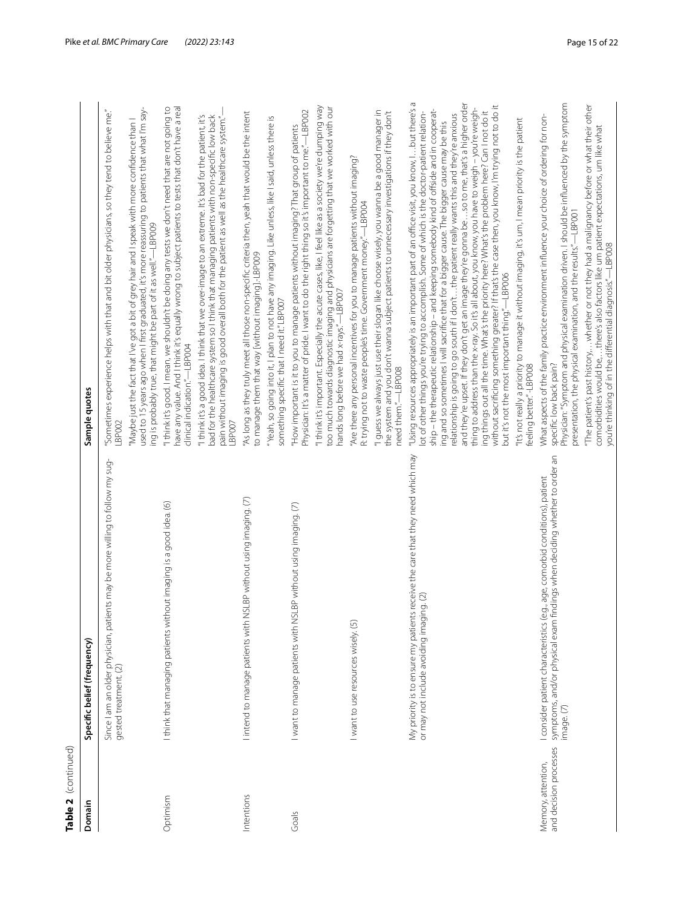**Table 2** (continued)

| Domain | Specific belief (frequency) | Sample quotes |
|---|---|---|
| | Since I am an older physician, patients may be more willing to follow my suggested treatment. (2) | "Sometimes experience helps with that and bit older physicians, so they tend to believe me." LBP002<br><br>"Maybe just the fact that I've got a bit of grey hair and I speak with more confidence than I used to 15 years ago when I first graduated, it's more reassuring to patients that what I'm saying is probably true, that might be part of it as well."—LBP009 |
| Optimism | I think that managing patients without imaging is a good idea. (6) | "I think it's good. I mean, we shouldn't be doing any tests we don't need that are not going to have any value. And I think it's equally wrong to subject patients to tests that don't have a real clinical indication."—LBP004<br><br>"I think it's a good idea. I think that we over-image to an extreme. It's bad for the patient, it's bad for the healthcare system so I think that managing patients with non-specific low back pain without imaging is good overall both for the patient as well as the healthcare system."—LBP007 |
| Intentions | I intend to manage patients with NSLBP without using imaging. (7) | "As long as they truly meet all those non-specific criteria then, yeah that would be the intent to manage them that way [without imaging]-LBP009<br><br>"Yeah, so going into it, I plan to not have any imaging. Like unless, like I said, unless there is something specific that I need it." LBP007 |
| Goals | I want to manage patients with NSLBP without using imaging. (7) | "How important is it to you to manage patients without imaging? That group of patients Physician: It's a matter of pride. I want to do the right thing so it's important to me."—LBP002<br><br>"I think it's important. Especially the acute cases, like, I feel like as a society we're dumping way too much towards diagnostic imaging and physicians are forgetting that we worked with our hands long before we had x-rays."—LBP007 |
| | I want to use resources wisely. (5) | "Are there any personal incentives for you to manage patients without imaging? R: trying not to waste people's time. Government money."—LBP004<br><br>"I guess we always just use their slogan like choose wisely, you wanna be a good manager in the system and you don't wanna subject patients to unnecessary investigations if they don't need them."—LBP008 |
| | My priority is to ensure my patients receive the care that they need which may or may not include avoiding imaging. (2) | "Using resources appropriately is an important part of an office visit, you know, I…but there's a lot of other things you're trying to accomplish. Some of which is the doctor-patient relationship – the therapeutic relationship – and keeping somebody kind of offside and in cooperating and so sometimes I will sacrifice that for a bigger cause. The bigger cause may be this relationship is going to go south if I don't…the patient really wants this and they're anxious and they're upset. If they don't get an image they're gonna be …so to me, that's a higher order thing to address than the x-ray. So it's all about, you know, you have to weigh – you're weighing things out all the time. What's the priority here? What's the problem here? Can I not do it without sacrificing something greater? If that's the case then, you know, I'm trying not to do it but it's not the most important thing."—LBP006<br><br>"It's not really a priority to manage it without imaging, it's um, I mean priority is the patient feeling better."-LBP008 |
| Memory, attention, and decision processes | I consider patient characteristics (e.g., age, comorbid conditions), patient symptoms, and/or physical exam findings when deciding whether to order an image. (7) | What aspects of the family practice environment influence your choice of ordering for non-specific low back pain?<br>Physician: "Symptom and physical examination driven. I should be influenced by the symptom presentation, the physical examination, and the results."—LBP001<br><br>"The patient's past history… whether or not they had a malignancy before or what their other comorbidities would be,…there's also factors like um patient expectations, um like what you're thinking of in the differential diagnosis."—LBP008 |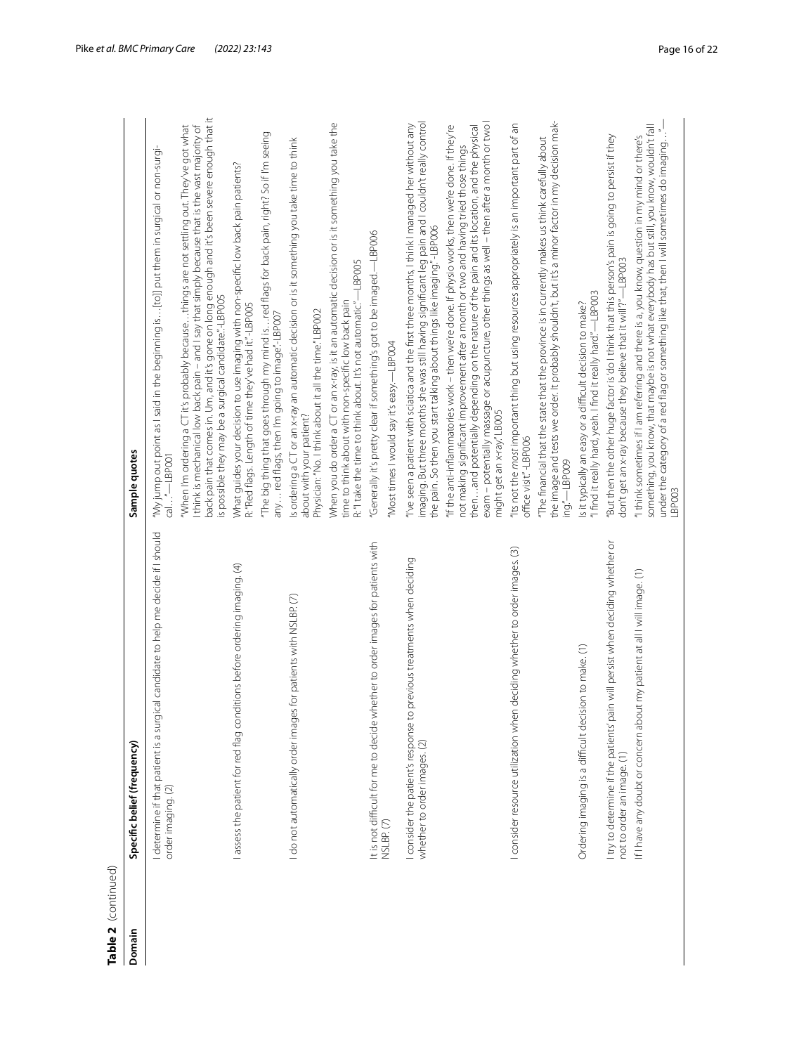**Table 2** (continued)

| Domain | Specific belief (frequency) | Sample quotes |
|---|---|---|
| | I determine if that patient is a surgical candidate to help me decide if I should order imaging. (2) | "My jump out point as I said in the beginning is…[to]] put them in surgical or non-surgical…"—LBP001<br>"When I'm ordering a CT it's probably because…things are not settling out. They've got what I think is mechanical low back pain – and I say that simply because that is the vast majority of back pain that comes in. Um, and it's gone on long enough and it's been severe enough that it is possible they may be a surgical candidate."-LBP005 |
| | I assess the patient for red flag conditions before ordering imaging. (4) | What guides your decision to use imaging with non-specific low back pain patients?<br>R: "Red flags. Length of time they've had it."-LBP005<br>"The big thing that goes through my mind is…red flags for back pain, right? So if I'm seeing any… red flags, then I'm going to image."-LBP007 |
| | I do not automatically order images for patients with NSLBP. (7) | Is ordering a CT or an x-ray an automatic decision or is it something you take time to think about with your patient?<br>Physician: "No. I think about it all the time." LBP002<br>When you do order a CT or an x-ray, is it an automatic decision or is it something you take the time to think about with non-specific low back pain<br>R: "I take the time to think about. It's not automatic."—LBP005 |
| | It is not difficult for me to decide whether to order images for patients with NSLBP. (7) | "Generally it's pretty clear if something's got to be imaged.—LBP006<br>"Most times I would say it's easy.—LBP004 |
| | I consider the patient's response to previous treatments when deciding whether to order images. (2) | "I've seen a patient with sciatica and the first three months, I think I managed her without any imaging. But three months she was still having significant leg pain and I couldn't really control the pain. So then you start talking about things like imaging."-LBP006<br>"If the anti-inflammatories work – then we're done. If physio works, then we're done. If they're not making significant improvement after a month or two and having tried those things then…and potentially depending on the nature of the pain and its location, and the physical exam – potentially massage or acupuncture, other things as well – then after a month or two I might get an x-ray."LB005 |
| | I consider resource utilization when deciding whether to order images. (3) | "Its not the *most* important thing but using resources appropriately is an important part of an office visit." -LBP006<br>"The financial that the state that the province is in currently makes us think carefully about the image and tests we order. It probably shouldn't, but it's a minor factor in my decision making."—LBP009 |
| | Ordering imaging is a difficult decision to make. (1) | Is it typically an easy or a difficult decision to make?<br>"I find it really hard, yeah, I find it really hard."—LBP003 |
| | I try to determine if the patients' pain will persist when deciding whether or not to order an image. (1) | "But then the other huge factor is 'do I think that this person's pain is going to persist if they don't get an x-ray because they believe that it will'?"—LBP003 |
| | If I have any doubt or concern about my patient at all I will image. (1) | "I think sometimes if I am referring and there is a, you know, question in my mind or there's something, you know, that maybe is not what everybody has but still, you know, wouldn't fall under the category of a red flag or something like that, then I will sometimes do imaging…"—LBP003 |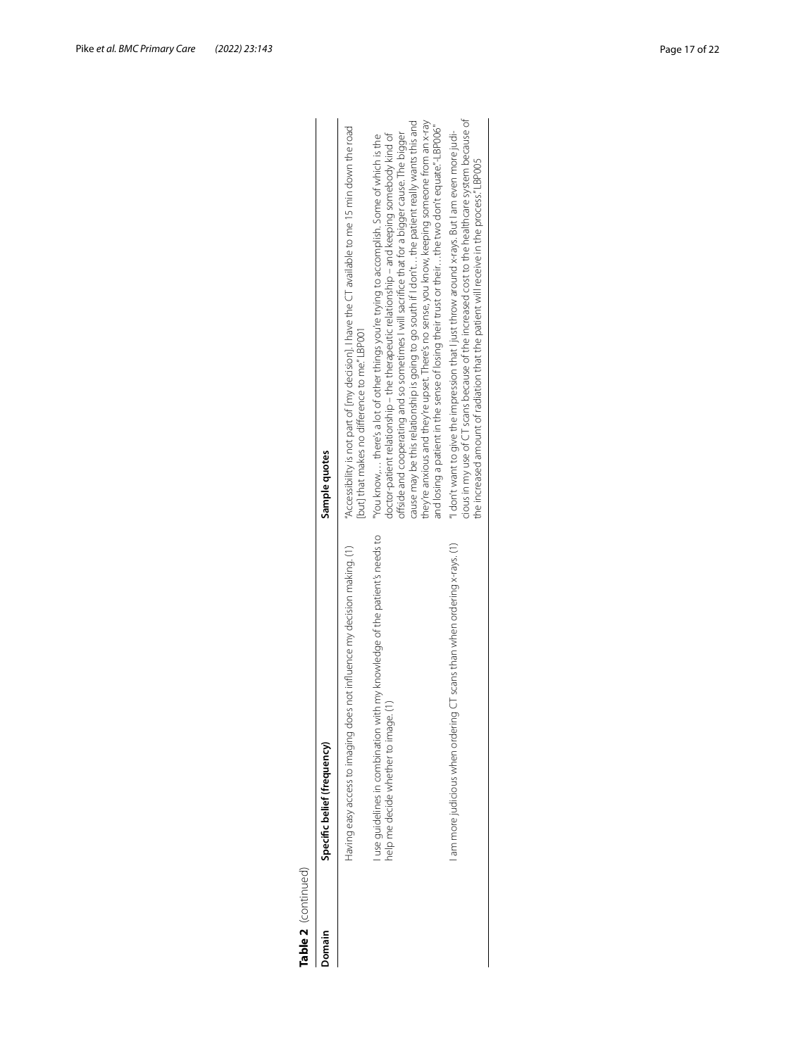**Table 2** (continued)

| Domain | Specific belief (frequency) | Sample quotes |
|---|---|---|
| | Having easy access to imaging does not influence my decision making. (1) | "Accessibility is not part of [my decision]. I have the CT available to me 15 min down the road [but] that makes no difference to me." LBP001 |
| | I use guidelines in combination with my knowledge of the patient's needs to help me decide whether to image. (1) | "You know,… there's a lot of other things you're trying to accomplish. Some of which is the doctor-patient relationship – the therapeutic relationship – and keeping somebody kind of offside and cooperating and so sometimes I will sacrifice that for a bigger cause. The bigger cause may be this relationship is going to go south if I don't… the patient really wants this and they're anxious and they're upset. There's no sense, you know, keeping someone from an x-ray and losing a patient in the sense of losing their trust or their…the two don't equate."-LBP006" |
| | I am more judicious when ordering CT scans than when ordering x-rays. (1) | "I don't want to give the impression that I just throw around x-rays. But I am even more judicious in my use of CT scans because of the increased cost to the healthcare system because of the increased amount of radiation that the patient will receive in the process." LBP005 |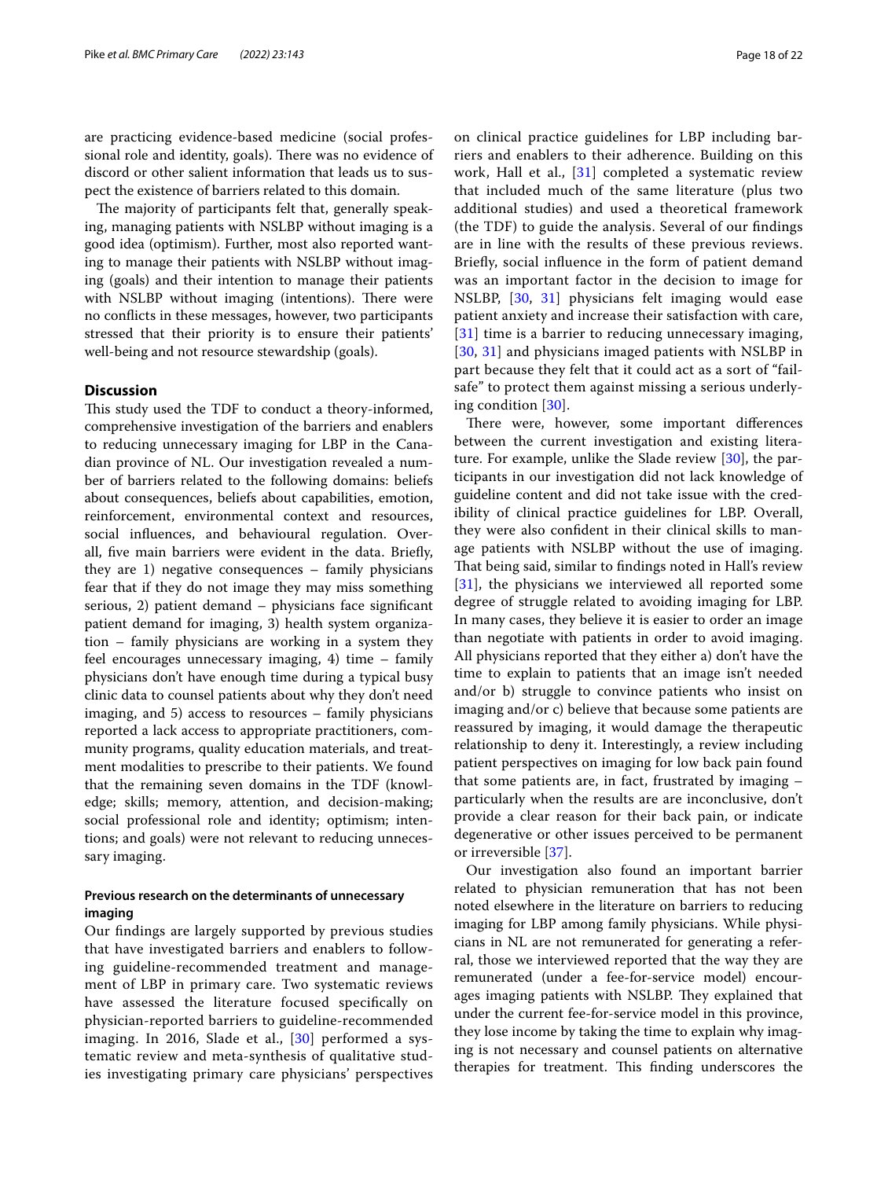are practicing evidence-based medicine (social professional role and identity, goals). There was no evidence of discord or other salient information that leads us to suspect the existence of barriers related to this domain.

The majority of participants felt that, generally speaking, managing patients with NSLBP without imaging is a good idea (optimism). Further, most also reported wanting to manage their patients with NSLBP without imaging (goals) and their intention to manage their patients with NSLBP without imaging (intentions). There were no conflicts in these messages, however, two participants stressed that their priority is to ensure their patients' well-being and not resource stewardship (goals).

## Discussion

This study used the TDF to conduct a theory-informed, comprehensive investigation of the barriers and enablers to reducing unnecessary imaging for LBP in the Canadian province of NL. Our investigation revealed a number of barriers related to the following domains: beliefs about consequences, beliefs about capabilities, emotion, reinforcement, environmental context and resources, social influences, and behavioural regulation. Overall, five main barriers were evident in the data. Briefly, they are 1) negative consequences – family physicians fear that if they do not image they may miss something serious, 2) patient demand – physicians face significant patient demand for imaging, 3) health system organization – family physicians are working in a system they feel encourages unnecessary imaging, 4) time – family physicians don't have enough time during a typical busy clinic data to counsel patients about why they don't need imaging, and 5) access to resources – family physicians reported a lack access to appropriate practitioners, community programs, quality education materials, and treatment modalities to prescribe to their patients. We found that the remaining seven domains in the TDF (knowledge; skills; memory, attention, and decision-making; social professional role and identity; optimism; intentions; and goals) were not relevant to reducing unnecessary imaging.

### Previous research on the determinants of unnecessary imaging

Our findings are largely supported by previous studies that have investigated barriers and enablers to following guideline-recommended treatment and management of LBP in primary care. Two systematic reviews have assessed the literature focused specifically on physician-reported barriers to guideline-recommended imaging. In 2016, Slade et al., [30] performed a systematic review and meta-synthesis of qualitative studies investigating primary care physicians' perspectives on clinical practice guidelines for LBP including barriers and enablers to their adherence. Building on this work, Hall et al., [31] completed a systematic review that included much of the same literature (plus two additional studies) and used a theoretical framework (the TDF) to guide the analysis. Several of our findings are in line with the results of these previous reviews. Briefly, social influence in the form of patient demand was an important factor in the decision to image for NSLBP, [30, 31] physicians felt imaging would ease patient anxiety and increase their satisfaction with care, [31] time is a barrier to reducing unnecessary imaging, [30, 31] and physicians imaged patients with NSLBP in part because they felt that it could act as a sort of "fail-safe" to protect them against missing a serious underlying condition [30].

There were, however, some important differences between the current investigation and existing literature. For example, unlike the Slade review [30], the participants in our investigation did not lack knowledge of guideline content and did not take issue with the credibility of clinical practice guidelines for LBP. Overall, they were also confident in their clinical skills to manage patients with NSLBP without the use of imaging. That being said, similar to findings noted in Hall's review [31], the physicians we interviewed all reported some degree of struggle related to avoiding imaging for LBP. In many cases, they believe it is easier to order an image than negotiate with patients in order to avoid imaging. All physicians reported that they either a) don't have the time to explain to patients that an image isn't needed and/or b) struggle to convince patients who insist on imaging and/or c) believe that because some patients are reassured by imaging, it would damage the therapeutic relationship to deny it. Interestingly, a review including patient perspectives on imaging for low back pain found that some patients are, in fact, frustrated by imaging – particularly when the results are are inconclusive, don't provide a clear reason for their back pain, or indicate degenerative or other issues perceived to be permanent or irreversible [37].

Our investigation also found an important barrier related to physician remuneration that has not been noted elsewhere in the literature on barriers to reducing imaging for LBP among family physicians. While physicians in NL are not remunerated for generating a referral, those we interviewed reported that the way they are remunerated (under a fee-for-service model) encourages imaging patients with NSLBP. They explained that under the current fee-for-service model in this province, they lose income by taking the time to explain why imaging is not necessary and counsel patients on alternative therapies for treatment. This finding underscores the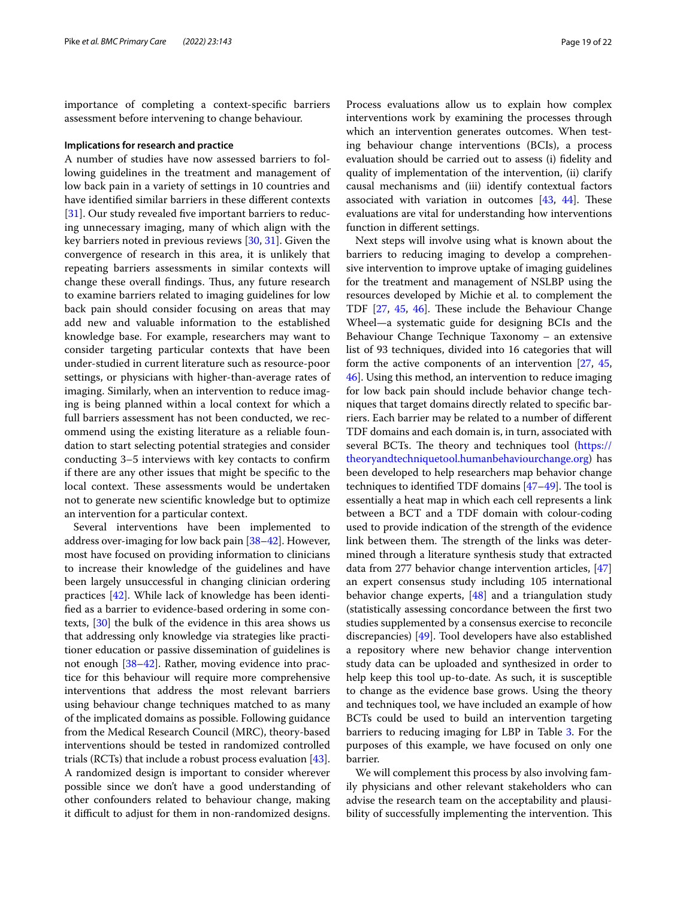importance of completing a context-specific barriers assessment before intervening to change behaviour.

### Implications for research and practice

A number of studies have now assessed barriers to following guidelines in the treatment and management of low back pain in a variety of settings in 10 countries and have identified similar barriers in these different contexts [31]. Our study revealed five important barriers to reducing unnecessary imaging, many of which align with the key barriers noted in previous reviews [30, 31]. Given the convergence of research in this area, it is unlikely that repeating barriers assessments in similar contexts will change these overall findings. Thus, any future research to examine barriers related to imaging guidelines for low back pain should consider focusing on areas that may add new and valuable information to the established knowledge base. For example, researchers may want to consider targeting particular contexts that have been under-studied in current literature such as resource-poor settings, or physicians with higher-than-average rates of imaging. Similarly, when an intervention to reduce imaging is being planned within a local context for which a full barriers assessment has not been conducted, we recommend using the existing literature as a reliable foundation to start selecting potential strategies and consider conducting 3–5 interviews with key contacts to confirm if there are any other issues that might be specific to the local context. These assessments would be undertaken not to generate new scientific knowledge but to optimize an intervention for a particular context.

Several interventions have been implemented to address over-imaging for low back pain [38–42]. However, most have focused on providing information to clinicians to increase their knowledge of the guidelines and have been largely unsuccessful in changing clinician ordering practices [42]. While lack of knowledge has been identified as a barrier to evidence-based ordering in some contexts, [30] the bulk of the evidence in this area shows us that addressing only knowledge via strategies like practitioner education or passive dissemination of guidelines is not enough [38–42]. Rather, moving evidence into practice for this behaviour will require more comprehensive interventions that address the most relevant barriers using behaviour change techniques matched to as many of the implicated domains as possible. Following guidance from the Medical Research Council (MRC), theory-based interventions should be tested in randomized controlled trials (RCTs) that include a robust process evaluation [43]. A randomized design is important to consider wherever possible since we don't have a good understanding of other confounders related to behaviour change, making it difficult to adjust for them in non-randomized designs. Process evaluations allow us to explain how complex interventions work by examining the processes through which an intervention generates outcomes. When testing behaviour change interventions (BCIs), a process evaluation should be carried out to assess (i) fidelity and quality of implementation of the intervention, (ii) clarify causal mechanisms and (iii) identify contextual factors associated with variation in outcomes [43, 44]. These evaluations are vital for understanding how interventions function in different settings.

Next steps will involve using what is known about the barriers to reducing imaging to develop a comprehensive intervention to improve uptake of imaging guidelines for the treatment and management of NSLBP using the resources developed by Michie et al. to complement the TDF [27, 45, 46]. These include the Behaviour Change Wheel—a systematic guide for designing BCIs and the Behaviour Change Technique Taxonomy – an extensive list of 93 techniques, divided into 16 categories that will form the active components of an intervention [27, 45, 46]. Using this method, an intervention to reduce imaging for low back pain should include behavior change techniques that target domains directly related to specific barriers. Each barrier may be related to a number of different TDF domains and each domain is, in turn, associated with several BCTs. The theory and techniques tool (https://theoryandtechniquetool.humanbehaviourchange.org) has been developed to help researchers map behavior change techniques to identified TDF domains [47–49]. The tool is essentially a heat map in which each cell represents a link between a BCT and a TDF domain with colour-coding used to provide indication of the strength of the evidence link between them. The strength of the links was determined through a literature synthesis study that extracted data from 277 behavior change intervention articles, [47] an expert consensus study including 105 international behavior change experts, [48] and a triangulation study (statistically assessing concordance between the first two studies supplemented by a consensus exercise to reconcile discrepancies) [49]. Tool developers have also established a repository where new behavior change intervention study data can be uploaded and synthesized in order to help keep this tool up-to-date. As such, it is susceptible to change as the evidence base grows. Using the theory and techniques tool, we have included an example of how BCTs could be used to build an intervention targeting barriers to reducing imaging for LBP in Table 3. For the purposes of this example, we have focused on only one barrier.

We will complement this process by also involving family physicians and other relevant stakeholders who can advise the research team on the acceptability and plausibility of successfully implementing the intervention. This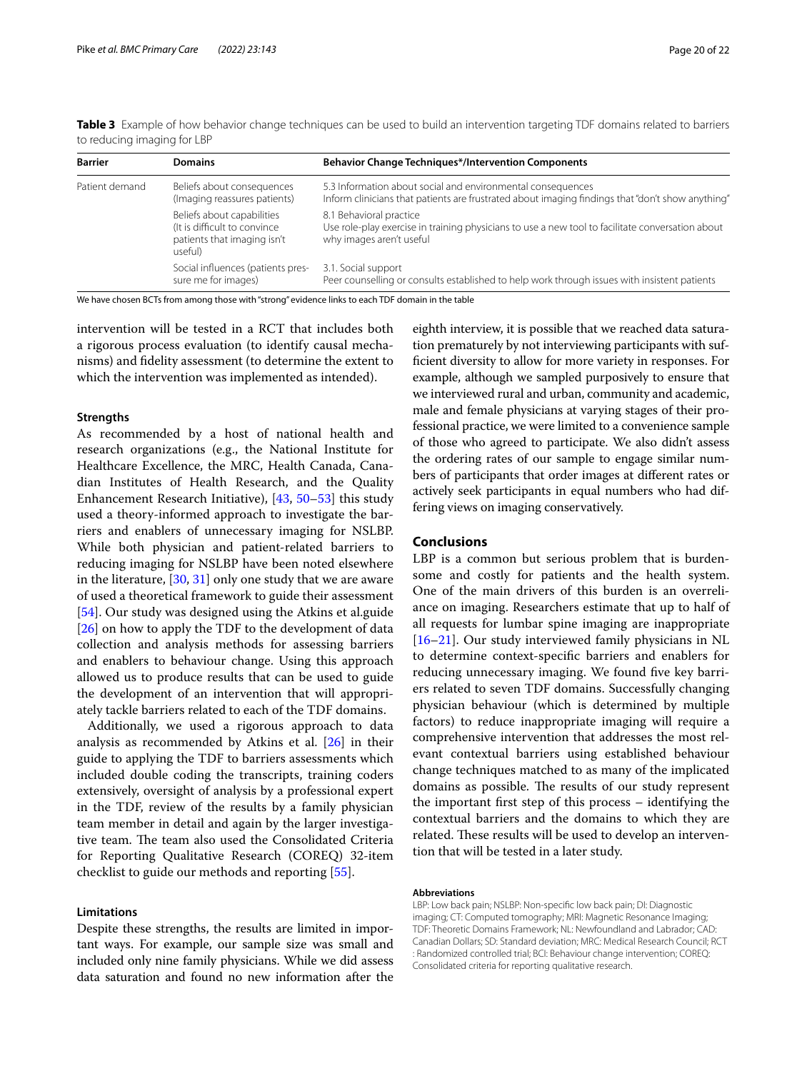**Table 3** Example of how behavior change techniques can be used to build an intervention targeting TDF domains related to barriers to reducing imaging for LBP

| Barrier | Domains | Behavior Change Techniques*/Intervention Components |
| --- | --- | --- |
| Patient demand | Beliefs about consequences (Imaging reassures patients) | 5.3 Information about social and environmental consequences<br>Inform clinicians that patients are frustrated about imaging findings that "don't show anything" |
| | Beliefs about capabilities (It is difficult to convince patients that imaging isn't useful) | 8.1 Behavioral practice<br>Use role-play exercise in training physicians to use a new tool to facilitate conversation about why images aren't useful |
| | Social influences (patients pressure me for images) | 3.1. Social support<br>Peer counselling or consults established to help work through issues with insistent patients |

We have chosen BCTs from among those with "strong" evidence links to each TDF domain in the table

intervention will be tested in a RCT that includes both a rigorous process evaluation (to identify causal mechanisms) and fidelity assessment (to determine the extent to which the intervention was implemented as intended).

### Strengths

As recommended by a host of national health and research organizations (e.g., the National Institute for Healthcare Excellence, the MRC, Health Canada, Canadian Institutes of Health Research, and the Quality Enhancement Research Initiative), [43, 50–53] this study used a theory-informed approach to investigate the barriers and enablers of unnecessary imaging for NSLBP. While both physician and patient-related barriers to reducing imaging for NSLBP have been noted elsewhere in the literature, [30, 31] only one study that we are aware of used a theoretical framework to guide their assessment [54]. Our study was designed using the Atkins et al.guide [26] on how to apply the TDF to the development of data collection and analysis methods for assessing barriers and enablers to behaviour change. Using this approach allowed us to produce results that can be used to guide the development of an intervention that will appropriately tackle barriers related to each of the TDF domains.

Additionally, we used a rigorous approach to data analysis as recommended by Atkins et al. [26] in their guide to applying the TDF to barriers assessments which included double coding the transcripts, training coders extensively, oversight of analysis by a professional expert in the TDF, review of the results by a family physician team member in detail and again by the larger investigative team. The team also used the Consolidated Criteria for Reporting Qualitative Research (COREQ) 32-item checklist to guide our methods and reporting [55].

### Limitations

Despite these strengths, the results are limited in important ways. For example, our sample size was small and included only nine family physicians. While we did assess data saturation and found no new information after the eighth interview, it is possible that we reached data saturation prematurely by not interviewing participants with sufficient diversity to allow for more variety in responses. For example, although we sampled purposively to ensure that we interviewed rural and urban, community and academic, male and female physicians at varying stages of their professional practice, we were limited to a convenience sample of those who agreed to participate. We also didn't assess the ordering rates of our sample to engage similar numbers of participants that order images at different rates or actively seek participants in equal numbers who had differing views on imaging conservatively.

## Conclusions

LBP is a common but serious problem that is burdensome and costly for patients and the health system. One of the main drivers of this burden is an overreliance on imaging. Researchers estimate that up to half of all requests for lumbar spine imaging are inappropriate [16–21]. Our study interviewed family physicians in NL to determine context-specific barriers and enablers for reducing unnecessary imaging. We found five key barriers related to seven TDF domains. Successfully changing physician behaviour (which is determined by multiple factors) to reduce inappropriate imaging will require a comprehensive intervention that addresses the most relevant contextual barriers using established behaviour change techniques matched to as many of the implicated domains as possible. The results of our study represent the important first step of this process – identifying the contextual barriers and the domains to which they are related. These results will be used to develop an intervention that will be tested in a later study.

#### Abbreviations

LBP: Low back pain; NSLBP: Non-specific low back pain; DI: Diagnostic imaging; CT: Computed tomography; MRI: Magnetic Resonance Imaging; TDF: Theoretic Domains Framework; NL: Newfoundland and Labrador; CAD: Canadian Dollars; SD: Standard deviation; MRC: Medical Research Council; RCT : Randomized controlled trial; BCI: Behaviour change intervention; COREQ: Consolidated criteria for reporting qualitative research.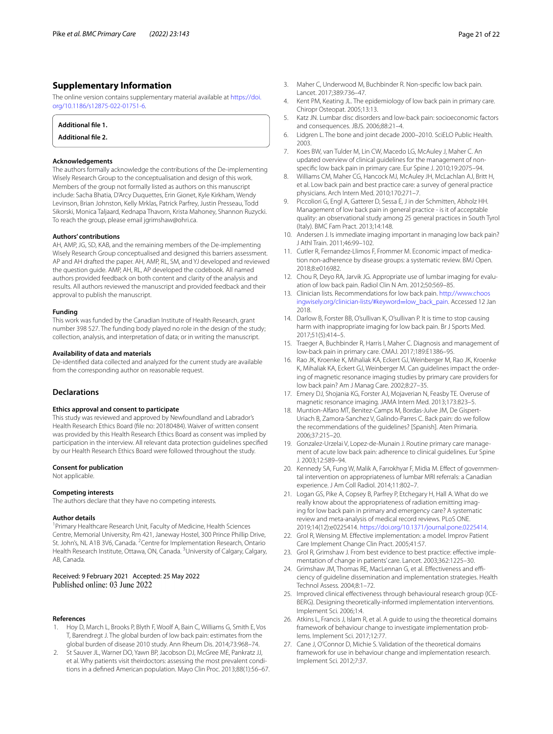## Supplementary Information

The online version contains supplementary material available at https://doi.org/10.1186/s12875-022-01751-6.

**Additional file 1.**

**Additional file 2.**

### Acknowledgements

The authors formally acknowledge the contributions of the De-implementing Wisely Research Group to the conceptualisation and design of this work. Members of the group not formally listed as authors on this manuscript include: Sacha Bhatia, D'Arcy Duquettes, Erin Gionet, Kyle Kirkham, Wendy Levinson, Brian Johnston, Kelly Mrklas, Patrick Parfrey, Justin Presseau, Todd Sikorski, Monica Taljaard, Kednapa Thavorn, Krista Mahoney, Shannon Ruzycki. To reach the group, please email jgrimshaw@ohri.ca.

### Authors' contributions

AH, AMP, JG, SD, KAB, and the remaining members of the De-implementing Wisely Research Group conceptualised and designed this barriers assessment. AP and AH drafted the paper. AH, AMP, RL, SM, and YJ developed and reviewed the question guide. AMP, AH, RL, AP developed the codebook. All named authors provided feedback on both content and clarity of the analysis and results. All authors reviewed the manuscript and provided feedback and their approval to publish the manuscript.

### Funding

This work was funded by the Canadian Institute of Health Research, grant number 398 527. The funding body played no role in the design of the study; collection, analysis, and interpretation of data; or in writing the manuscript.

### Availability of data and materials

De-identified data collected and analyzed for the current study are available from the corresponding author on reasonable request.

## Declarations

### Ethics approval and consent to participate

This study was reviewed and approved by Newfoundland and Labrador's Health Research Ethics Board (file no: 20180484). Waiver of written consent was provided by this Health Research Ethics Board as consent was implied by participation in the interview. All relevant data protection guidelines specified by our Health Research Ethics Board were followed throughout the study.

### Consent for publication

Not applicable.

### Competing interests

The authors declare that they have no competing interests.

### Author details

[1]Primary Healthcare Research Unit, Faculty of Medicine, Health Sciences Centre, Memorial University, Rm 421, Janeway Hostel, 300 Prince Phillip Drive, St. John's, NL A1B 3V6, Canada. [2]Centre for Implementation Research, Ontario Health Research Institute, Ottawa, ON, Canada. [3]University of Calgary, Calgary, AB, Canada.

Received: 9 February 2021 Accepted: 25 May 2022
Published online: 03 June 2022

## References

1. Hoy D, March L, Brooks P, Blyth F, Woolf A, Bain C, Williams G, Smith E, Vos T, Barendregt J. The global burden of low back pain: estimates from the global burden of disease 2010 study. Ann Rheum Dis. 2014;73:968–74.
2. St Sauver JL, Warner DO, Yawn BP, Jacobson DJ, McGree ME, Pankratz JJ, et al. Why patients visit theirdoctors: assessing the most prevalent conditions in a defined American population. Mayo Clin Proc. 2013;88(1):56–67.
3. Maher C, Underwood M, Buchbinder R. Non-specific low back pain. Lancet. 2017;389:736–47.
4. Kent PM, Keating JL. The epidemiology of low back pain in primary care. Chiropr Osteopat. 2005;13:13.
5. Katz JN. Lumbar disc disorders and low-back pain: socioeconomic factors and consequences. JBJS. 2006;88:21–4.
6. Lidgren L. The bone and joint decade 2000–2010. SciELO Public Health. 2003.
7. Koes BW, van Tulder M, Lin CW, Macedo LG, McAuley J, Maher C. An updated overview of clinical guidelines for the management of non-specific low back pain in primary care. Eur Spine J. 2010;19:2075–94.
8. Williams CM, Maher CG, Hancock MJ, McAuley JH, McLachlan AJ, Britt H, et al. Low back pain and best practice care: a survey of general practice physicians. Arch Intern Med. 2010;170:271–7.
9. Piccoliori G, Engl A, Gatterer D, Sessa E, J in der Schmitten, Abholz HH. Management of low back pain in general practice - is it of acceptable quality: an observational study among 25 general practices in South Tyrol (Italy). BMC Fam Pract. 2013;14:148.
10. Andersen J. Is immediate imaging important in managing low back pain? J Athl Train. 2011;46:99–102.
11. Cutler R, Fernandez-Llimos F, Frommer M. Economic impact of medication non-adherence by disease groups: a systematic review. BMJ Open. 2018;8:e016982.
12. Chou R, Deyo RA, Jarvik JG. Appropriate use of lumbar imaging for evaluation of low back pain. Radiol Clin N Am. 2012;50:569–85.
13. Clinician lists. Recommendations for low back pain. http://www.choosingwisely.org/clinician-lists/#keyword=low_back_pain. Accessed 12 Jan 2018.
14. Darlow B, Forster BB, O'sullivan K, O'sullivan P. It is time to stop causing harm with inappropriate imaging for low back pain. Br J Sports Med. 2017;51(5):414–5.
15. Traeger A, Buchbinder R, Harris I, Maher C. Diagnosis and management of low-back pain in primary care. CMAJ. 2017;189:E1386–95.
16. Rao JK, Kroenke K, Mihaliak KA, Eckert GJ, Weinberger M, Rao JK, Kroenke K, Mihaliak KA, Eckert GJ, Weinberger M. Can guidelines impact the ordering of magnetic resonance imaging studies by primary care providers for low back pain? Am J Manag Care. 2002;8:27–35.
17. Emery DJ, Shojania KG, Forster AJ, Mojaverian N, Feasby TE. Overuse of magnetic resonance imaging. JAMA Intern Med. 2013;173:823–5.
18. Muntion-Alfaro MT, Benitez-Camps M, Bordas-Julve JM, De Gispert-Uriach B, Zamora-Sanchez V, Galindo-Parres C. Back pain: do we follow the recommendations of the guidelines? [Spanish]. Aten Primaria. 2006;37:215–20.
19. Gonzalez-Urzelai V, Lopez-de-Munain J. Routine primary care management of acute low back pain: adherence to clinical guidelines. Eur Spine J. 2003;12:589–94.
20. Kennedy SA, Fung W, Malik A, Farrokhyar F, Midia M. Effect of governmental intervention on appropriateness of lumbar MRI referrals: a Canadian experience. J Am Coll Radiol. 2014;11:802–7.
21. Logan GS, Pike A, Copsey B, Parfrey P, Etchegary H, Hall A. What do we really know about the appropriateness of radiation emitting imaging for low back pain in primary and emergency care? A systematic review and meta-analysis of medical record reviews. PLoS ONE. 2019;14(12):e0225414. https://doi.org/10.1371/journal.pone.0225414.
22. Grol R, Wensing M. Effective implementation: a model. Improv Patient Care Implement Change Clin Pract. 2005;41:57.
23. Grol R, Grimshaw J. From best evidence to best practice: effective implementation of change in patients' care. Lancet. 2003;362:1225–30.
24. Grimshaw JM, Thomas RE, MacLennan G, et al. Effectiveness and efficiency of guideline dissemination and implementation strategies. Health Technol Assess. 2004;8:1–72.
25. Improved clinical effectiveness through behavioural research group (ICEBERG). Designing theoretically-informed implementation interventions. Implement Sci. 2006;1:4.
26. Atkins L, Francis J, Islam R, et al. A guide to using the theoretical domains framework of behaviour change to investigate implementation problems. Implement Sci. 2017;12:77.
27. Cane J, O'Connor D, Michie S. Validation of the theoretical domains framework for use in behaviour change and implementation research. Implement Sci. 2012;7:37.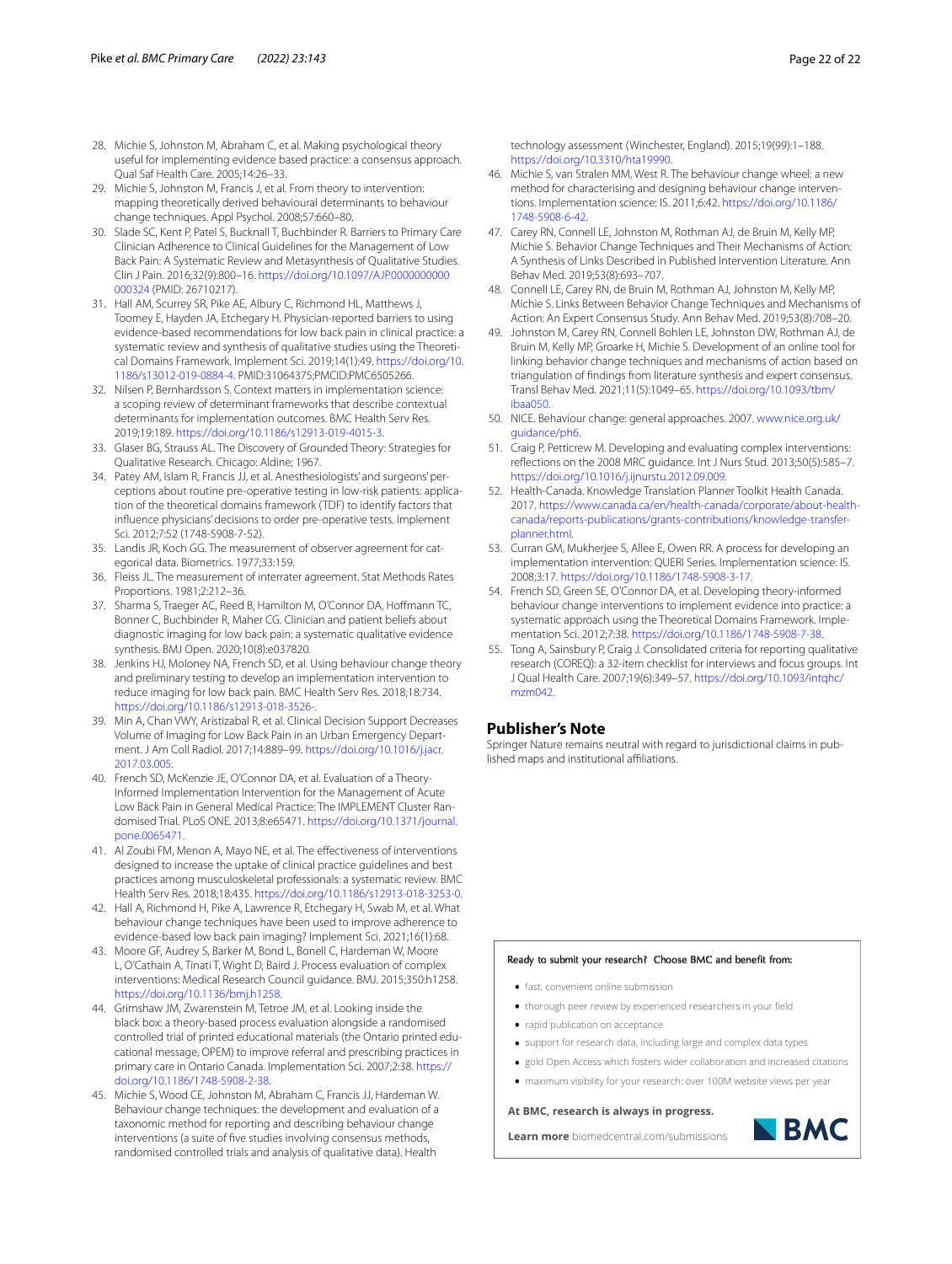28. Michie S, Johnston M, Abraham C, et al. Making psychological theory useful for implementing evidence based practice: a consensus approach. Qual Saf Health Care. 2005;14:26–33.
29. Michie S, Johnston M, Francis J, et al. From theory to intervention: mapping theoretically derived behavioural determinants to behaviour change techniques. Appl Psychol. 2008;57:660–80.
30. Slade SC, Kent P, Patel S, Bucknall T, Buchbinder R. Barriers to Primary Care Clinician Adherence to Clinical Guidelines for the Management of Low Back Pain: A Systematic Review and Metasynthesis of Qualitative Studies. Clin J Pain. 2016;32(9):800–16. https://doi.org/10.1097/AJP.0000000000000324 (PMID: 26710217).
31. Hall AM, Scurrey SR, Pike AE, Albury C, Richmond HL, Matthews J, Toomey E, Hayden JA, Etchegary H. Physician-reported barriers to using evidence-based recommendations for low back pain in clinical practice: a systematic review and synthesis of qualitative studies using the Theoretical Domains Framework. Implement Sci. 2019;14(1):49. https://doi.org/10.1186/s13012-019-0884-4. PMID:31064375;PMCID:PMC6505266.
32. Nilsen P, Bernhardsson S. Context matters in implementation science: a scoping review of determinant frameworks that describe contextual determinants for implementation outcomes. BMC Health Serv Res. 2019;19:189. https://doi.org/10.1186/s12913-019-4015-3.
33. Glaser BG, Strauss AL. The Discovery of Grounded Theory: Strategies for Qualitative Research. Chicago: Aldine; 1967.
34. Patey AM, Islam R, Francis JJ, et al. Anesthesiologists' and surgeons' perceptions about routine pre-operative testing in low-risk patients: application of the theoretical domains framework (TDF) to identify factors that influence physicians' decisions to order pre-operative tests. Implement Sci. 2012;7:52 (1748-5908-7-52).
35. Landis JR, Koch GG. The measurement of observer agreement for categorical data. Biometrics. 1977;33:159.
36. Fleiss JL. The measurement of interrater agreement. Stat Methods Rates Proportions. 1981;2:212–36.
37. Sharma S, Traeger AC, Reed B, Hamilton M, O'Connor DA, Hoffmann TC, Bonner C, Buchbinder R, Maher CG. Clinician and patient beliefs about diagnostic imaging for low back pain: a systematic qualitative evidence synthesis. BMJ Open. 2020;10(8):e037820.
38. Jenkins HJ, Moloney NA, French SD, et al. Using behaviour change theory and preliminary testing to develop an implementation intervention to reduce imaging for low back pain. BMC Health Serv Res. 2018;18:734. https://doi.org/10.1186/s12913-018-3526-.
39. Min A, Chan VWY, Aristizabal R, et al. Clinical Decision Support Decreases Volume of Imaging for Low Back Pain in an Urban Emergency Department. J Am Coll Radiol. 2017;14:889–99. https://doi.org/10.1016/j.jacr.2017.03.005.
40. French SD, McKenzie JE, O'Connor DA, et al. Evaluation of a Theory-Informed Implementation Intervention for the Management of Acute Low Back Pain in General Medical Practice: The IMPLEMENT Cluster Randomised Trial. PLoS ONE. 2013;8:e65471. https://doi.org/10.1371/journal.pone.0065471.
41. Al Zoubi FM, Menon A, Mayo NE, et al. The effectiveness of interventions designed to increase the uptake of clinical practice guidelines and best practices among musculoskeletal professionals: a systematic review. BMC Health Serv Res. 2018;18:435. https://doi.org/10.1186/s12913-018-3253-0.
42. Hall A, Richmond H, Pike A, Lawrence R, Etchegary H, Swab M, et al. What behaviour change techniques have been used to improve adherence to evidence-based low back pain imaging? Implement Sci. 2021;16(1):68.
43. Moore GF, Audrey S, Barker M, Bond L, Bonell C, Hardeman W, Moore L, O'Cathain A, Tinati T, Wight D, Baird J. Process evaluation of complex interventions: Medical Research Council guidance. BMJ. 2015;350:h1258. https://doi.org/10.1136/bmj.h1258.
44. Grimshaw JM, Zwarenstein M, Tetroe JM, et al. Looking inside the black box: a theory-based process evaluation alongside a randomised controlled trial of printed educational materials (the Ontario printed educational message, OPEM) to improve referral and prescribing practices in primary care in Ontario Canada. Implementation Sci. 2007;2:38. https://doi.org/10.1186/1748-5908-2-38.
45. Michie S, Wood CE, Johnston M, Abraham C, Francis JJ, Hardeman W. Behaviour change techniques: the development and evaluation of a taxonomic method for reporting and describing behaviour change interventions (a suite of five studies involving consensus methods, randomised controlled trials and analysis of qualitative data). Health technology assessment (Winchester, England). 2015;19(99):1–188. https://doi.org/10.3310/hta19990.
46. Michie S, van Stralen MM, West R. The behaviour change wheel: a new method for characterising and designing behaviour change interventions. Implementation science: IS. 2011;6:42. https://doi.org/10.1186/1748-5908-6-42.
47. Carey RN, Connell LE, Johnston M, Rothman AJ, de Bruin M, Kelly MP, Michie S. Behavior Change Techniques and Their Mechanisms of Action: A Synthesis of Links Described in Published Intervention Literature. Ann Behav Med. 2019;53(8):693–707.
48. Connell LE, Carey RN, de Bruin M, Rothman AJ, Johnston M, Kelly MP, Michie S. Links Between Behavior Change Techniques and Mechanisms of Action: An Expert Consensus Study. Ann Behav Med. 2019;53(8):708–20.
49. Johnston M, Carey RN, Connell Bohlen LE, Johnston DW, Rothman AJ, de Bruin M, Kelly MP, Groarke H, Michie S. Development of an online tool for linking behavior change techniques and mechanisms of action based on triangulation of findings from literature synthesis and expert consensus. Transl Behav Med. 2021;11(5):1049–65. https://doi.org/10.1093/tbm/ibaa050.
50. NICE. Behaviour change: general approaches. 2007. www.nice.org.uk/guidance/ph6.
51. Craig P, Petticrew M. Developing and evaluating complex interventions: reflections on the 2008 MRC guidance. Int J Nurs Stud. 2013;50(5):585–7. https://doi.org/10.1016/j.ijnurstu.2012.09.009.
52. Health-Canada. Knowledge Translation Planner Toolkit Health Canada. 2017. https://www.canada.ca/en/health-canada/corporate/about-health-canada/reports-publications/grants-contributions/knowledge-transfer-planner.html.
53. Curran GM, Mukherjee S, Allee E, Owen RR. A process for developing an implementation intervention: QUERI Series. Implementation science: IS. 2008;3:17. https://doi.org/10.1186/1748-5908-3-17.
54. French SD, Green SE, O'Connor DA, et al. Developing theory-informed behaviour change interventions to implement evidence into practice: a systematic approach using the Theoretical Domains Framework. Implementation Sci. 2012;7:38. https://doi.org/10.1186/1748-5908-7-38.
55. Tong A, Sainsbury P, Craig J. Consolidated criteria for reporting qualitative research (COREQ): a 32-item checklist for interviews and focus groups. Int J Qual Health Care. 2007;19(6):349–57. https://doi.org/10.1093/intqhc/mzm042.

## Publisher's Note

Springer Nature remains neutral with regard to jurisdictional claims in published maps and institutional affiliations.

Ready to submit your research? Choose BMC and benefit from:

- fast, convenient online submission
- thorough peer review by experienced researchers in your field
- rapid publication on acceptance
- support for research data, including large and complex data types
- gold Open Access which fosters wider collaboration and increased citations
- maximum visibility for your research: over 100M website views per year

**At BMC, research is always in progress.**

**Learn more** biomedcentral.com/submissions

BMC